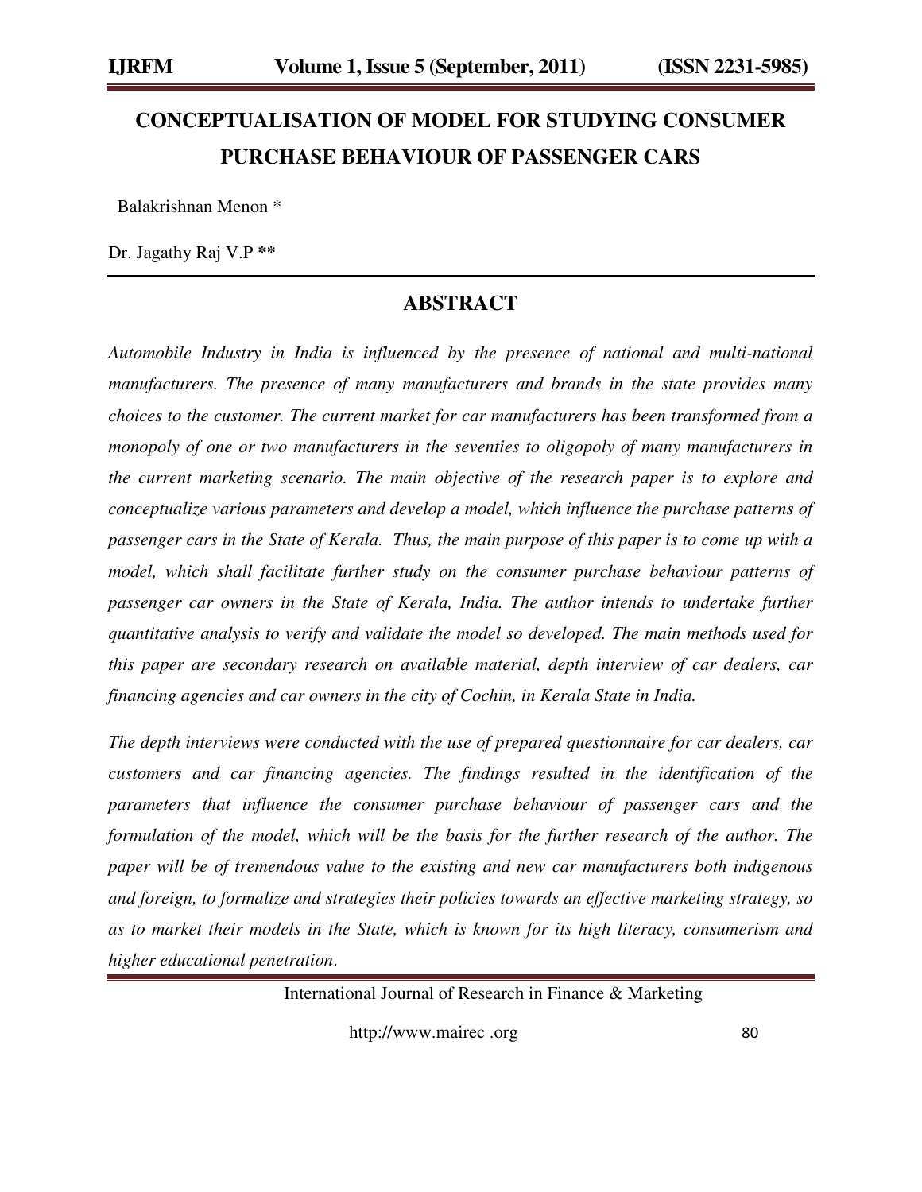# CONCEPTUALISATION OF MODEL FOR STUDYING CONSUMER PURCHASE BEHAVIOUR OF PASSENGER CARS

Balakrishnan Menon *

Dr. Jagathy Raj V.P **

## ABSTRACT

*Automobile Industry in India is influenced by the presence of national and multi-national manufacturers. The presence of many manufacturers and brands in the state provides many choices to the customer. The current market for car manufacturers has been transformed from a monopoly of one or two manufacturers in the seventies to oligopoly of many manufacturers in the current marketing scenario. The main objective of the research paper is to explore and conceptualize various parameters and develop a model, which influence the purchase patterns of passenger cars in the State of Kerala. Thus, the main purpose of this paper is to come up with a model, which shall facilitate further study on the consumer purchase behaviour patterns of passenger car owners in the State of Kerala, India. The author intends to undertake further quantitative analysis to verify and validate the model so developed. The main methods used for this paper are secondary research on available material, depth interview of car dealers, car financing agencies and car owners in the city of Cochin, in Kerala State in India.*

*The depth interviews were conducted with the use of prepared questionnaire for car dealers, car customers and car financing agencies. The findings resulted in the identification of the parameters that influence the consumer purchase behaviour of passenger cars and the formulation of the model, which will be the basis for the further research of the author. The paper will be of tremendous value to the existing and new car manufacturers both indigenous and foreign, to formalize and strategies their policies towards an effective marketing strategy, so as to market their models in the State, which is known for its high literacy, consumerism and higher educational penetration.*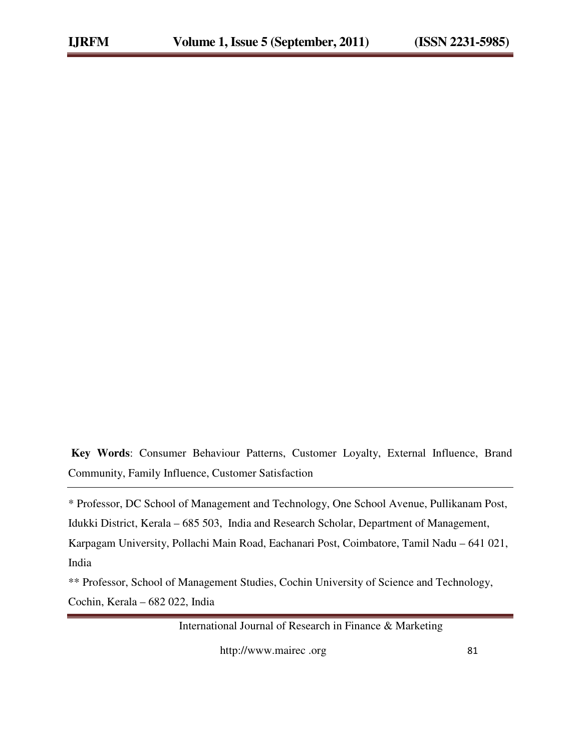**Key Words**: Consumer Behaviour Patterns, Customer Loyalty, External Influence, Brand Community, Family Influence, Customer Satisfaction

---

* Professor, DC School of Management and Technology, One School Avenue, Pullikanam Post, Idukki District, Kerala – 685 503, India and Research Scholar, Department of Management, Karpagam University, Pollachi Main Road, Eachanari Post, Coimbatore, Tamil Nadu – 641 021, India

** Professor, School of Management Studies, Cochin University of Science and Technology, Cochin, Kerala – 682 022, India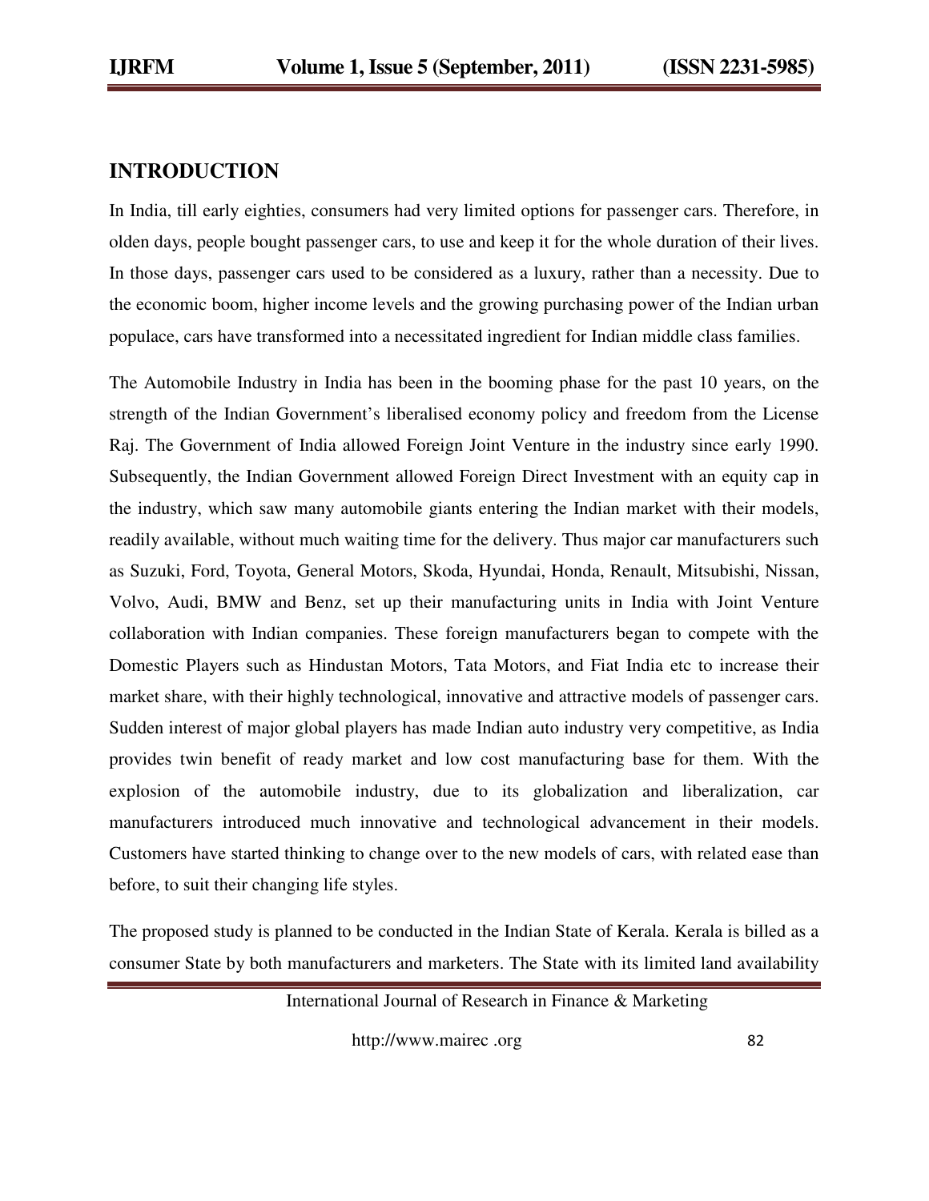## INTRODUCTION

In India, till early eighties, consumers had very limited options for passenger cars. Therefore, in olden days, people bought passenger cars, to use and keep it for the whole duration of their lives. In those days, passenger cars used to be considered as a luxury, rather than a necessity. Due to the economic boom, higher income levels and the growing purchasing power of the Indian urban populace, cars have transformed into a necessitated ingredient for Indian middle class families.

The Automobile Industry in India has been in the booming phase for the past 10 years, on the strength of the Indian Government's liberalised economy policy and freedom from the License Raj. The Government of India allowed Foreign Joint Venture in the industry since early 1990. Subsequently, the Indian Government allowed Foreign Direct Investment with an equity cap in the industry, which saw many automobile giants entering the Indian market with their models, readily available, without much waiting time for the delivery. Thus major car manufacturers such as Suzuki, Ford, Toyota, General Motors, Skoda, Hyundai, Honda, Renault, Mitsubishi, Nissan, Volvo, Audi, BMW and Benz, set up their manufacturing units in India with Joint Venture collaboration with Indian companies. These foreign manufacturers began to compete with the Domestic Players such as Hindustan Motors, Tata Motors, and Fiat India etc to increase their market share, with their highly technological, innovative and attractive models of passenger cars. Sudden interest of major global players has made Indian auto industry very competitive, as India provides twin benefit of ready market and low cost manufacturing base for them. With the explosion of the automobile industry, due to its globalization and liberalization, car manufacturers introduced much innovative and technological advancement in their models. Customers have started thinking to change over to the new models of cars, with related ease than before, to suit their changing life styles.

The proposed study is planned to be conducted in the Indian State of Kerala. Kerala is billed as a consumer State by both manufacturers and marketers. The State with its limited land availability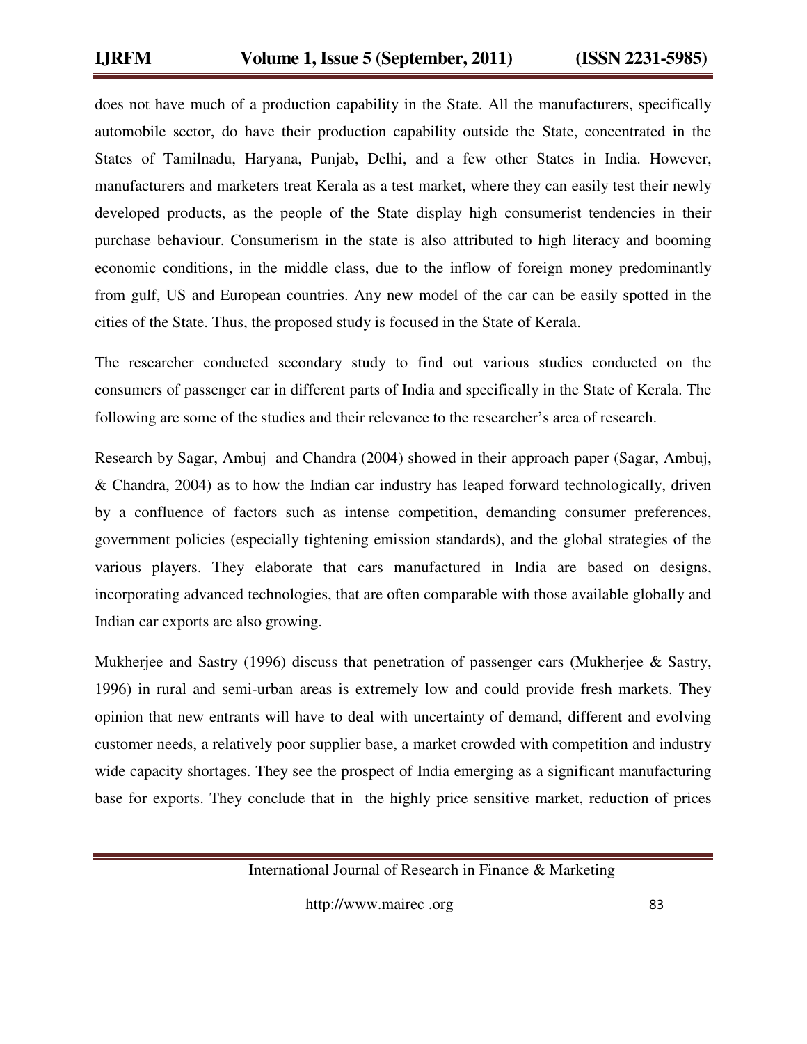does not have much of a production capability in the State. All the manufacturers, specifically automobile sector, do have their production capability outside the State, concentrated in the States of Tamilnadu, Haryana, Punjab, Delhi, and a few other States in India. However, manufacturers and marketers treat Kerala as a test market, where they can easily test their newly developed products, as the people of the State display high consumerist tendencies in their purchase behaviour. Consumerism in the state is also attributed to high literacy and booming economic conditions, in the middle class, due to the inflow of foreign money predominantly from gulf, US and European countries. Any new model of the car can be easily spotted in the cities of the State. Thus, the proposed study is focused in the State of Kerala.

The researcher conducted secondary study to find out various studies conducted on the consumers of passenger car in different parts of India and specifically in the State of Kerala. The following are some of the studies and their relevance to the researcher's area of research.

Research by Sagar, Ambuj and Chandra (2004) showed in their approach paper (Sagar, Ambuj, & Chandra, 2004) as to how the Indian car industry has leaped forward technologically, driven by a confluence of factors such as intense competition, demanding consumer preferences, government policies (especially tightening emission standards), and the global strategies of the various players. They elaborate that cars manufactured in India are based on designs, incorporating advanced technologies, that are often comparable with those available globally and Indian car exports are also growing.

Mukherjee and Sastry (1996) discuss that penetration of passenger cars (Mukherjee & Sastry, 1996) in rural and semi-urban areas is extremely low and could provide fresh markets. They opinion that new entrants will have to deal with uncertainty of demand, different and evolving customer needs, a relatively poor supplier base, a market crowded with competition and industry wide capacity shortages. They see the prospect of India emerging as a significant manufacturing base for exports. They conclude that in the highly price sensitive market, reduction of prices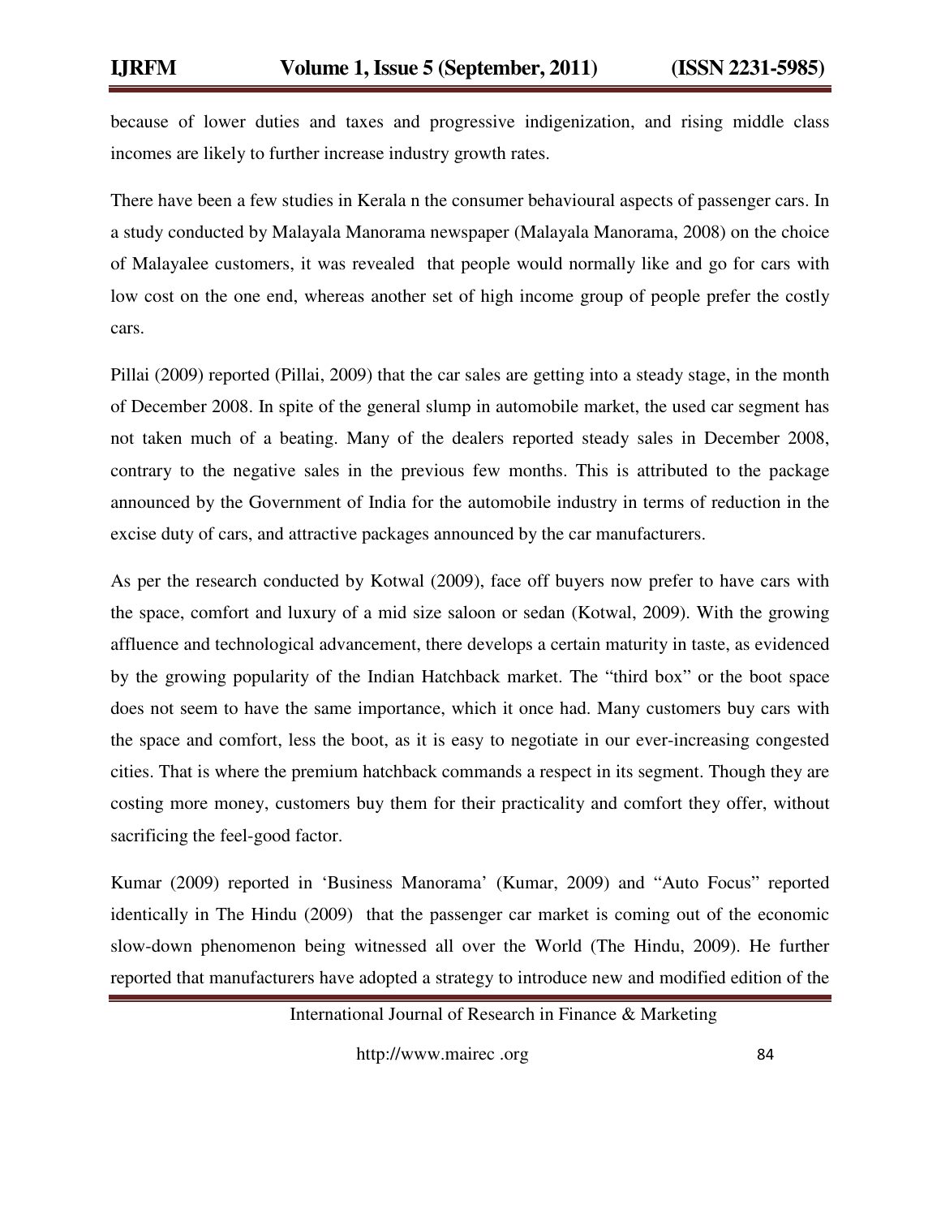because of lower duties and taxes and progressive indigenization, and rising middle class incomes are likely to further increase industry growth rates.

There have been a few studies in Kerala n the consumer behavioural aspects of passenger cars. In a study conducted by Malayala Manorama newspaper (Malayala Manorama, 2008) on the choice of Malayalee customers, it was revealed that people would normally like and go for cars with low cost on the one end, whereas another set of high income group of people prefer the costly cars.

Pillai (2009) reported (Pillai, 2009) that the car sales are getting into a steady stage, in the month of December 2008. In spite of the general slump in automobile market, the used car segment has not taken much of a beating. Many of the dealers reported steady sales in December 2008, contrary to the negative sales in the previous few months. This is attributed to the package announced by the Government of India for the automobile industry in terms of reduction in the excise duty of cars, and attractive packages announced by the car manufacturers.

As per the research conducted by Kotwal (2009), face off buyers now prefer to have cars with the space, comfort and luxury of a mid size saloon or sedan (Kotwal, 2009). With the growing affluence and technological advancement, there develops a certain maturity in taste, as evidenced by the growing popularity of the Indian Hatchback market. The "third box" or the boot space does not seem to have the same importance, which it once had. Many customers buy cars with the space and comfort, less the boot, as it is easy to negotiate in our ever-increasing congested cities. That is where the premium hatchback commands a respect in its segment. Though they are costing more money, customers buy them for their practicality and comfort they offer, without sacrificing the feel-good factor.

Kumar (2009) reported in 'Business Manorama' (Kumar, 2009) and "Auto Focus" reported identically in The Hindu (2009) that the passenger car market is coming out of the economic slow-down phenomenon being witnessed all over the World (The Hindu, 2009). He further reported that manufacturers have adopted a strategy to introduce new and modified edition of the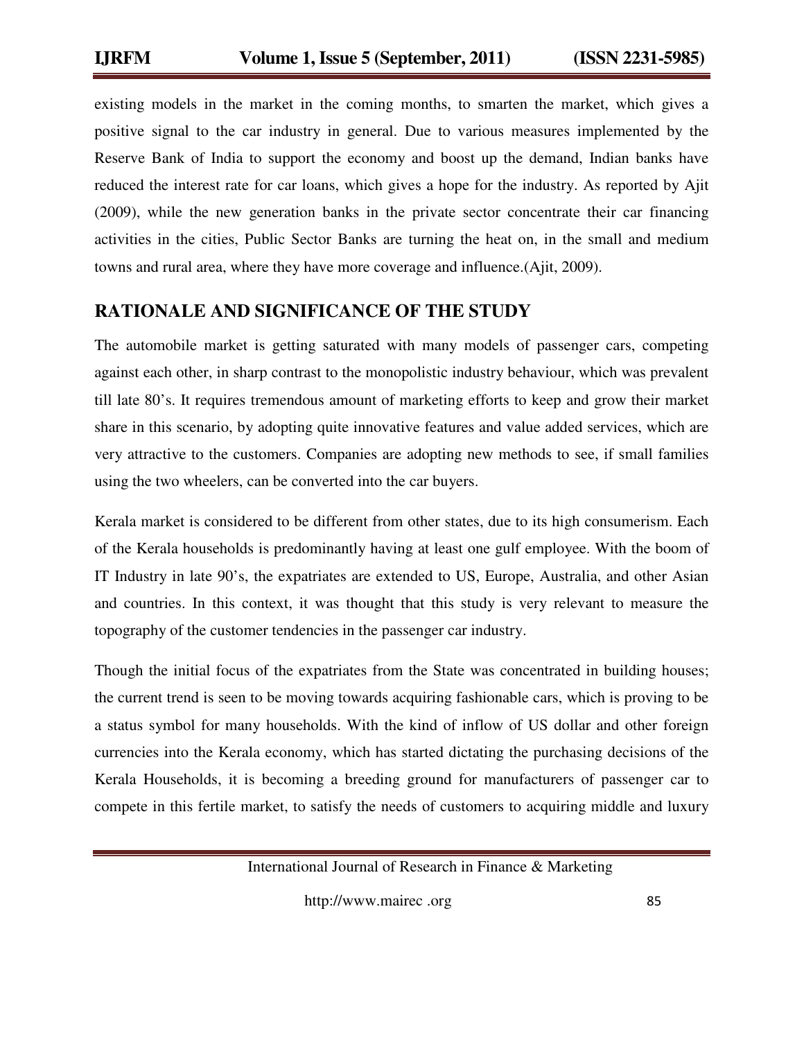existing models in the market in the coming months, to smarten the market, which gives a positive signal to the car industry in general. Due to various measures implemented by the Reserve Bank of India to support the economy and boost up the demand, Indian banks have reduced the interest rate for car loans, which gives a hope for the industry. As reported by Ajit (2009), while the new generation banks in the private sector concentrate their car financing activities in the cities, Public Sector Banks are turning the heat on, in the small and medium towns and rural area, where they have more coverage and influence.(Ajit, 2009).

## RATIONALE AND SIGNIFICANCE OF THE STUDY

The automobile market is getting saturated with many models of passenger cars, competing against each other, in sharp contrast to the monopolistic industry behaviour, which was prevalent till late 80's. It requires tremendous amount of marketing efforts to keep and grow their market share in this scenario, by adopting quite innovative features and value added services, which are very attractive to the customers. Companies are adopting new methods to see, if small families using the two wheelers, can be converted into the car buyers.

Kerala market is considered to be different from other states, due to its high consumerism. Each of the Kerala households is predominantly having at least one gulf employee. With the boom of IT Industry in late 90's, the expatriates are extended to US, Europe, Australia, and other Asian and countries. In this context, it was thought that this study is very relevant to measure the topography of the customer tendencies in the passenger car industry.

Though the initial focus of the expatriates from the State was concentrated in building houses; the current trend is seen to be moving towards acquiring fashionable cars, which is proving to be a status symbol for many households. With the kind of inflow of US dollar and other foreign currencies into the Kerala economy, which has started dictating the purchasing decisions of the Kerala Households, it is becoming a breeding ground for manufacturers of passenger car to compete in this fertile market, to satisfy the needs of customers to acquiring middle and luxury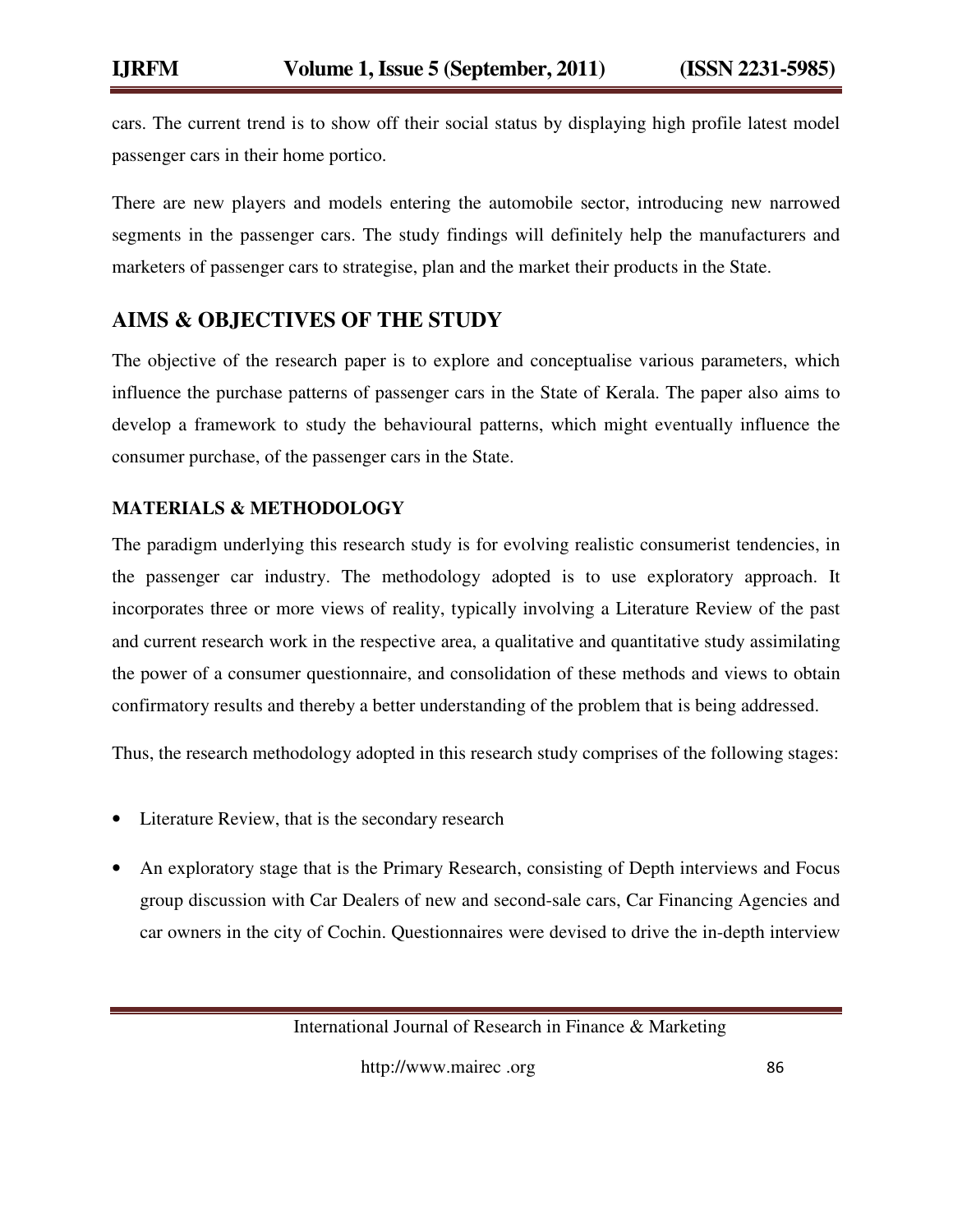cars. The current trend is to show off their social status by displaying high profile latest model passenger cars in their home portico.

There are new players and models entering the automobile sector, introducing new narrowed segments in the passenger cars. The study findings will definitely help the manufacturers and marketers of passenger cars to strategise, plan and the market their products in the State.

## AIMS & OBJECTIVES OF THE STUDY

The objective of the research paper is to explore and conceptualise various parameters, which influence the purchase patterns of passenger cars in the State of Kerala. The paper also aims to develop a framework to study the behavioural patterns, which might eventually influence the consumer purchase, of the passenger cars in the State.

### MATERIALS & METHODOLOGY

The paradigm underlying this research study is for evolving realistic consumerist tendencies, in the passenger car industry. The methodology adopted is to use exploratory approach. It incorporates three or more views of reality, typically involving a Literature Review of the past and current research work in the respective area, a qualitative and quantitative study assimilating the power of a consumer questionnaire, and consolidation of these methods and views to obtain confirmatory results and thereby a better understanding of the problem that is being addressed.

Thus, the research methodology adopted in this research study comprises of the following stages:

- Literature Review, that is the secondary research
- An exploratory stage that is the Primary Research, consisting of Depth interviews and Focus group discussion with Car Dealers of new and second-sale cars, Car Financing Agencies and car owners in the city of Cochin. Questionnaires were devised to drive the in-depth interview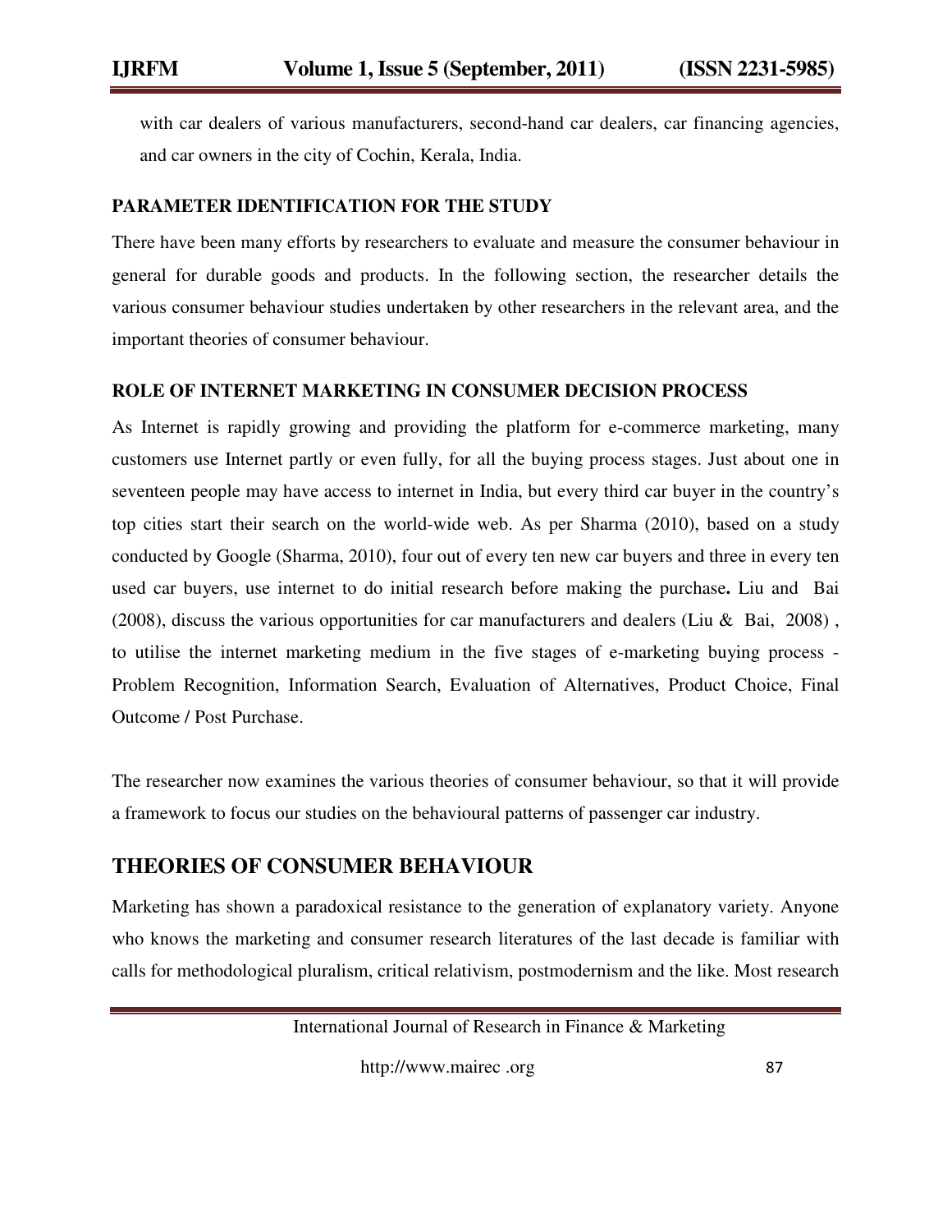with car dealers of various manufacturers, second-hand car dealers, car financing agencies, and car owners in the city of Cochin, Kerala, India.

### PARAMETER IDENTIFICATION FOR THE STUDY

There have been many efforts by researchers to evaluate and measure the consumer behaviour in general for durable goods and products. In the following section, the researcher details the various consumer behaviour studies undertaken by other researchers in the relevant area, and the important theories of consumer behaviour.

### ROLE OF INTERNET MARKETING IN CONSUMER DECISION PROCESS

As Internet is rapidly growing and providing the platform for e-commerce marketing, many customers use Internet partly or even fully, for all the buying process stages. Just about one in seventeen people may have access to internet in India, but every third car buyer in the country's top cities start their search on the world-wide web. As per Sharma (2010), based on a study conducted by Google (Sharma, 2010), four out of every ten new car buyers and three in every ten used car buyers, use internet to do initial research before making the purchase**.** Liu and Bai (2008), discuss the various opportunities for car manufacturers and dealers (Liu & Bai, 2008) , to utilise the internet marketing medium in the five stages of e-marketing buying process - Problem Recognition, Information Search, Evaluation of Alternatives, Product Choice, Final Outcome / Post Purchase.

The researcher now examines the various theories of consumer behaviour, so that it will provide a framework to focus our studies on the behavioural patterns of passenger car industry.

## THEORIES OF CONSUMER BEHAVIOUR

Marketing has shown a paradoxical resistance to the generation of explanatory variety. Anyone who knows the marketing and consumer research literatures of the last decade is familiar with calls for methodological pluralism, critical relativism, postmodernism and the like. Most research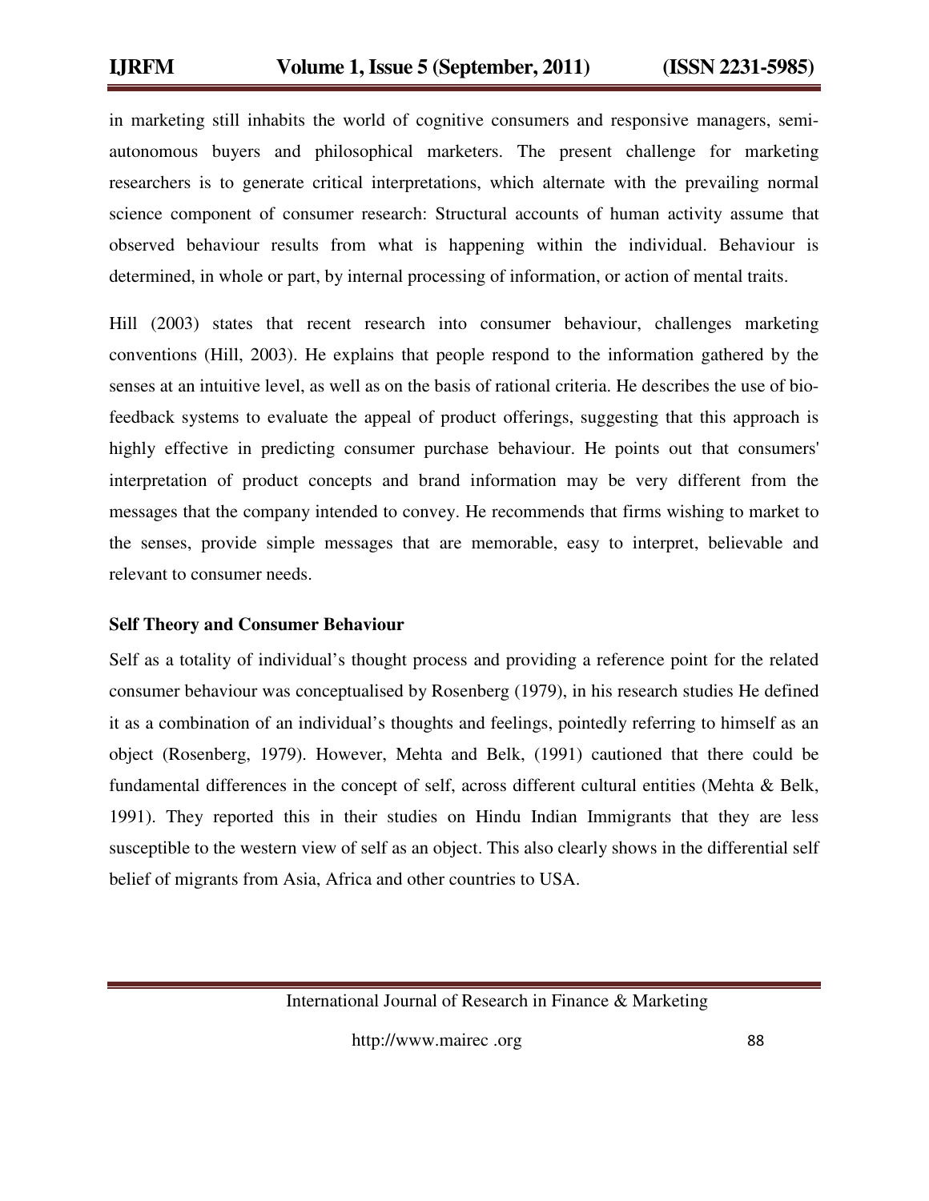in marketing still inhabits the world of cognitive consumers and responsive managers, semi-autonomous buyers and philosophical marketers. The present challenge for marketing researchers is to generate critical interpretations, which alternate with the prevailing normal science component of consumer research: Structural accounts of human activity assume that observed behaviour results from what is happening within the individual. Behaviour is determined, in whole or part, by internal processing of information, or action of mental traits.

Hill (2003) states that recent research into consumer behaviour, challenges marketing conventions (Hill, 2003). He explains that people respond to the information gathered by the senses at an intuitive level, as well as on the basis of rational criteria. He describes the use of bio-feedback systems to evaluate the appeal of product offerings, suggesting that this approach is highly effective in predicting consumer purchase behaviour. He points out that consumers' interpretation of product concepts and brand information may be very different from the messages that the company intended to convey. He recommends that firms wishing to market to the senses, provide simple messages that are memorable, easy to interpret, believable and relevant to consumer needs.

**Self Theory and Consumer Behaviour**

Self as a totality of individual's thought process and providing a reference point for the related consumer behaviour was conceptualised by Rosenberg (1979), in his research studies He defined it as a combination of an individual's thoughts and feelings, pointedly referring to himself as an object (Rosenberg, 1979). However, Mehta and Belk, (1991) cautioned that there could be fundamental differences in the concept of self, across different cultural entities (Mehta & Belk, 1991). They reported this in their studies on Hindu Indian Immigrants that they are less susceptible to the western view of self as an object. This also clearly shows in the differential self belief of migrants from Asia, Africa and other countries to USA.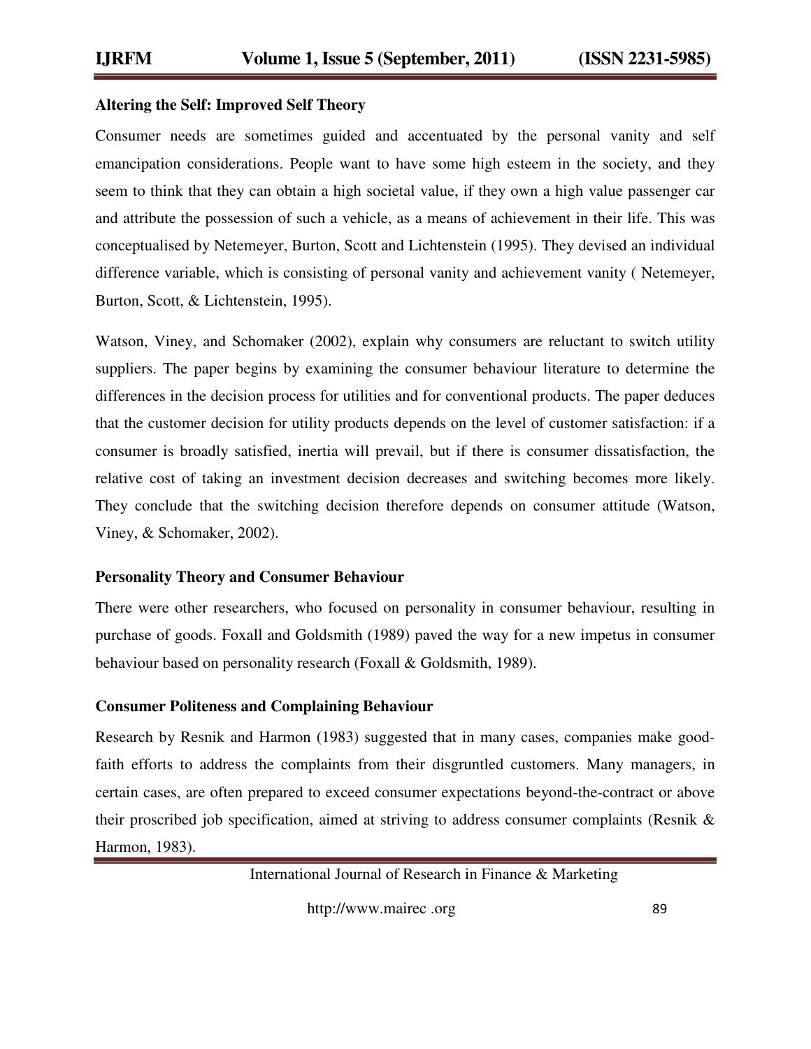**Altering the Self: Improved Self Theory**

Consumer needs are sometimes guided and accentuated by the personal vanity and self emancipation considerations. People want to have some high esteem in the society, and they seem to think that they can obtain a high societal value, if they own a high value passenger car and attribute the possession of such a vehicle, as a means of achievement in their life. This was conceptualised by Netemeyer, Burton, Scott and Lichtenstein (1995). They devised an individual difference variable, which is consisting of personal vanity and achievement vanity ( Netemeyer, Burton, Scott, & Lichtenstein, 1995).

Watson, Viney, and Schomaker (2002), explain why consumers are reluctant to switch utility suppliers. The paper begins by examining the consumer behaviour literature to determine the differences in the decision process for utilities and for conventional products. The paper deduces that the customer decision for utility products depends on the level of customer satisfaction: if a consumer is broadly satisfied, inertia will prevail, but if there is consumer dissatisfaction, the relative cost of taking an investment decision decreases and switching becomes more likely. They conclude that the switching decision therefore depends on consumer attitude (Watson, Viney, & Schomaker, 2002).

**Personality Theory and Consumer Behaviour**

There were other researchers, who focused on personality in consumer behaviour, resulting in purchase of goods. Foxall and Goldsmith (1989) paved the way for a new impetus in consumer behaviour based on personality research (Foxall & Goldsmith, 1989).

**Consumer Politeness and Complaining Behaviour**

Research by Resnik and Harmon (1983) suggested that in many cases, companies make good-faith efforts to address the complaints from their disgruntled customers. Many managers, in certain cases, are often prepared to exceed consumer expectations beyond-the-contract or above their proscribed job specification, aimed at striving to address consumer complaints (Resnik & Harmon, 1983).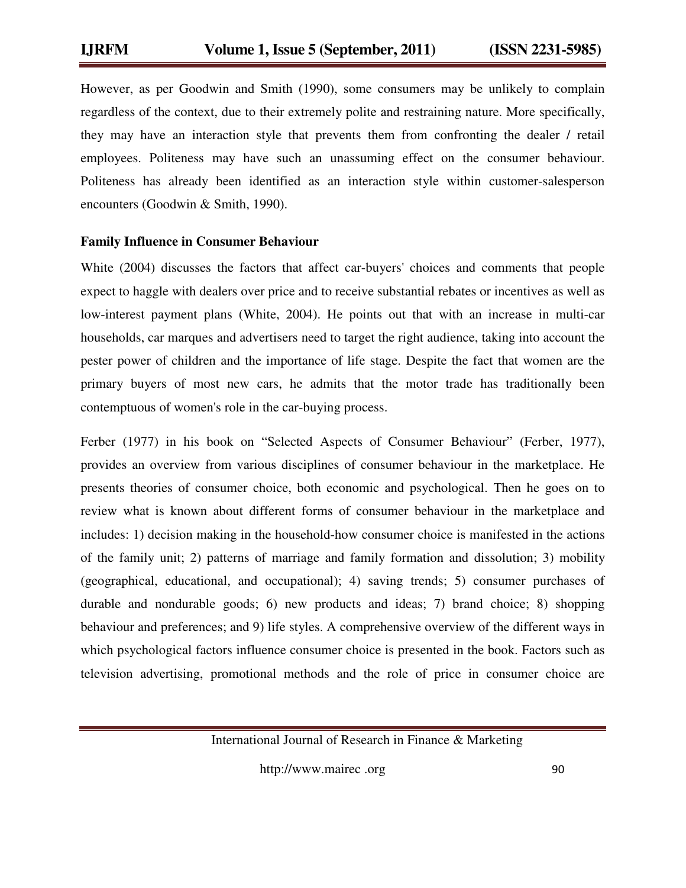However, as per Goodwin and Smith (1990), some consumers may be unlikely to complain regardless of the context, due to their extremely polite and restraining nature. More specifically, they may have an interaction style that prevents them from confronting the dealer / retail employees. Politeness may have such an unassuming effect on the consumer behaviour. Politeness has already been identified as an interaction style within customer-salesperson encounters (Goodwin & Smith, 1990).

**Family Influence in Consumer Behaviour**

White (2004) discusses the factors that affect car-buyers' choices and comments that people expect to haggle with dealers over price and to receive substantial rebates or incentives as well as low-interest payment plans (White, 2004). He points out that with an increase in multi-car households, car marques and advertisers need to target the right audience, taking into account the pester power of children and the importance of life stage. Despite the fact that women are the primary buyers of most new cars, he admits that the motor trade has traditionally been contemptuous of women's role in the car-buying process.

Ferber (1977) in his book on "Selected Aspects of Consumer Behaviour" (Ferber, 1977), provides an overview from various disciplines of consumer behaviour in the marketplace. He presents theories of consumer choice, both economic and psychological. Then he goes on to review what is known about different forms of consumer behaviour in the marketplace and includes: 1) decision making in the household-how consumer choice is manifested in the actions of the family unit; 2) patterns of marriage and family formation and dissolution; 3) mobility (geographical, educational, and occupational); 4) saving trends; 5) consumer purchases of durable and nondurable goods; 6) new products and ideas; 7) brand choice; 8) shopping behaviour and preferences; and 9) life styles. A comprehensive overview of the different ways in which psychological factors influence consumer choice is presented in the book. Factors such as television advertising, promotional methods and the role of price in consumer choice are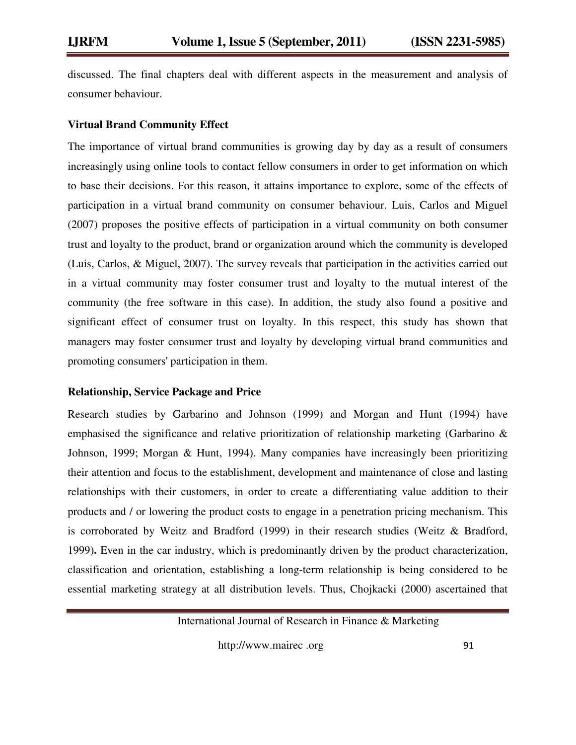discussed. The final chapters deal with different aspects in the measurement and analysis of consumer behaviour.

### Virtual Brand Community Effect

The importance of virtual brand communities is growing day by day as a result of consumers increasingly using online tools to contact fellow consumers in order to get information on which to base their decisions. For this reason, it attains importance to explore, some of the effects of participation in a virtual brand community on consumer behaviour. Luis, Carlos and Miguel (2007) proposes the positive effects of participation in a virtual community on both consumer trust and loyalty to the product, brand or organization around which the community is developed (Luis, Carlos, & Miguel, 2007). The survey reveals that participation in the activities carried out in a virtual community may foster consumer trust and loyalty to the mutual interest of the community (the free software in this case). In addition, the study also found a positive and significant effect of consumer trust on loyalty. In this respect, this study has shown that managers may foster consumer trust and loyalty by developing virtual brand communities and promoting consumers' participation in them.

### Relationship, Service Package and Price

Research studies by Garbarino and Johnson (1999) and Morgan and Hunt (1994) have emphasised the significance and relative prioritization of relationship marketing (Garbarino & Johnson, 1999; Morgan & Hunt, 1994). Many companies have increasingly been prioritizing their attention and focus to the establishment, development and maintenance of close and lasting relationships with their customers, in order to create a differentiating value addition to their products and / or lowering the product costs to engage in a penetration pricing mechanism. This is corroborated by Weitz and Bradford (1999) in their research studies (Weitz & Bradford, 1999). Even in the car industry, which is predominantly driven by the product characterization, classification and orientation, establishing a long-term relationship is being considered to be essential marketing strategy at all distribution levels. Thus, Chojkacki (2000) ascertained that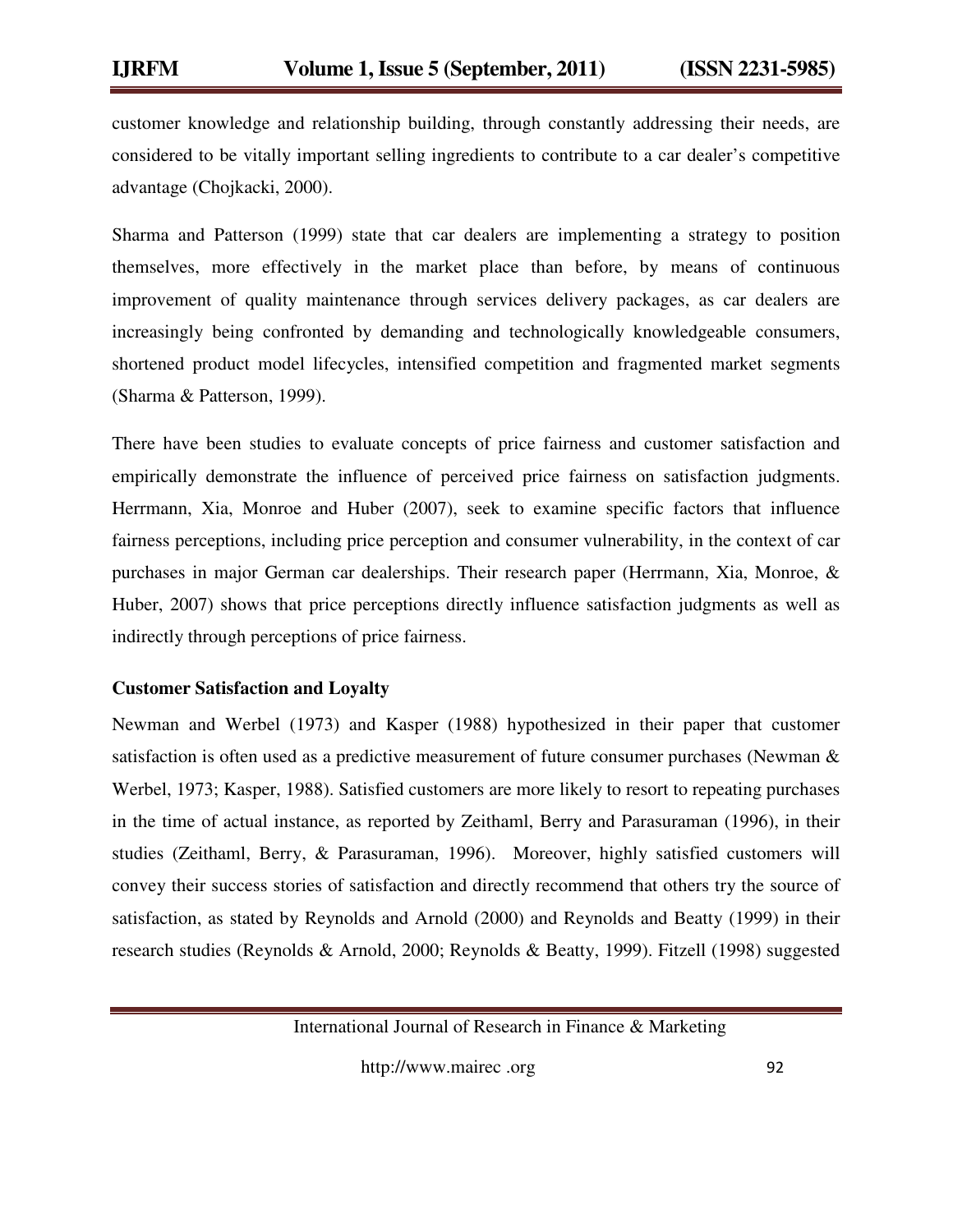customer knowledge and relationship building, through constantly addressing their needs, are considered to be vitally important selling ingredients to contribute to a car dealer's competitive advantage (Chojkacki, 2000).

Sharma and Patterson (1999) state that car dealers are implementing a strategy to position themselves, more effectively in the market place than before, by means of continuous improvement of quality maintenance through services delivery packages, as car dealers are increasingly being confronted by demanding and technologically knowledgeable consumers, shortened product model lifecycles, intensified competition and fragmented market segments (Sharma & Patterson, 1999).

There have been studies to evaluate concepts of price fairness and customer satisfaction and empirically demonstrate the influence of perceived price fairness on satisfaction judgments. Herrmann, Xia, Monroe and Huber (2007), seek to examine specific factors that influence fairness perceptions, including price perception and consumer vulnerability, in the context of car purchases in major German car dealerships. Their research paper (Herrmann, Xia, Monroe, & Huber, 2007) shows that price perceptions directly influence satisfaction judgments as well as indirectly through perceptions of price fairness.

**Customer Satisfaction and Loyalty**

Newman and Werbel (1973) and Kasper (1988) hypothesized in their paper that customer satisfaction is often used as a predictive measurement of future consumer purchases (Newman & Werbel, 1973; Kasper, 1988). Satisfied customers are more likely to resort to repeating purchases in the time of actual instance, as reported by Zeithaml, Berry and Parasuraman (1996), in their studies (Zeithaml, Berry, & Parasuraman, 1996). Moreover, highly satisfied customers will convey their success stories of satisfaction and directly recommend that others try the source of satisfaction, as stated by Reynolds and Arnold (2000) and Reynolds and Beatty (1999) in their research studies (Reynolds & Arnold, 2000; Reynolds & Beatty, 1999). Fitzell (1998) suggested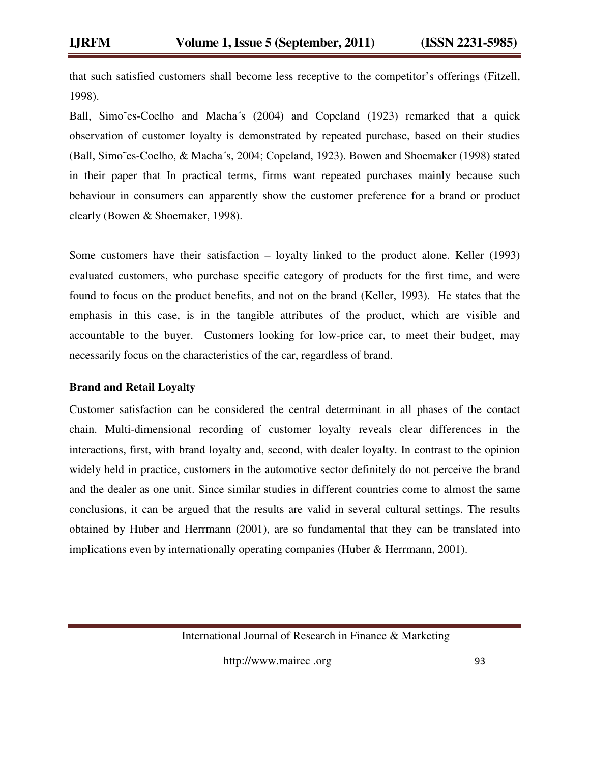that such satisfied customers shall become less receptive to the competitor's offerings (Fitzell, 1998).

Ball, Simo˜es-Coelho and Macha´s (2004) and Copeland (1923) remarked that a quick observation of customer loyalty is demonstrated by repeated purchase, based on their studies (Ball, Simo˜es-Coelho, & Macha´s, 2004; Copeland, 1923). Bowen and Shoemaker (1998) stated in their paper that In practical terms, firms want repeated purchases mainly because such behaviour in consumers can apparently show the customer preference for a brand or product clearly (Bowen & Shoemaker, 1998).

Some customers have their satisfaction – loyalty linked to the product alone. Keller (1993) evaluated customers, who purchase specific category of products for the first time, and were found to focus on the product benefits, and not on the brand (Keller, 1993). He states that the emphasis in this case, is in the tangible attributes of the product, which are visible and accountable to the buyer. Customers looking for low-price car, to meet their budget, may necessarily focus on the characteristics of the car, regardless of brand.

**Brand and Retail Loyalty**

Customer satisfaction can be considered the central determinant in all phases of the contact chain. Multi-dimensional recording of customer loyalty reveals clear differences in the interactions, first, with brand loyalty and, second, with dealer loyalty. In contrast to the opinion widely held in practice, customers in the automotive sector definitely do not perceive the brand and the dealer as one unit. Since similar studies in different countries come to almost the same conclusions, it can be argued that the results are valid in several cultural settings. The results obtained by Huber and Herrmann (2001), are so fundamental that they can be translated into implications even by internationally operating companies (Huber & Herrmann, 2001).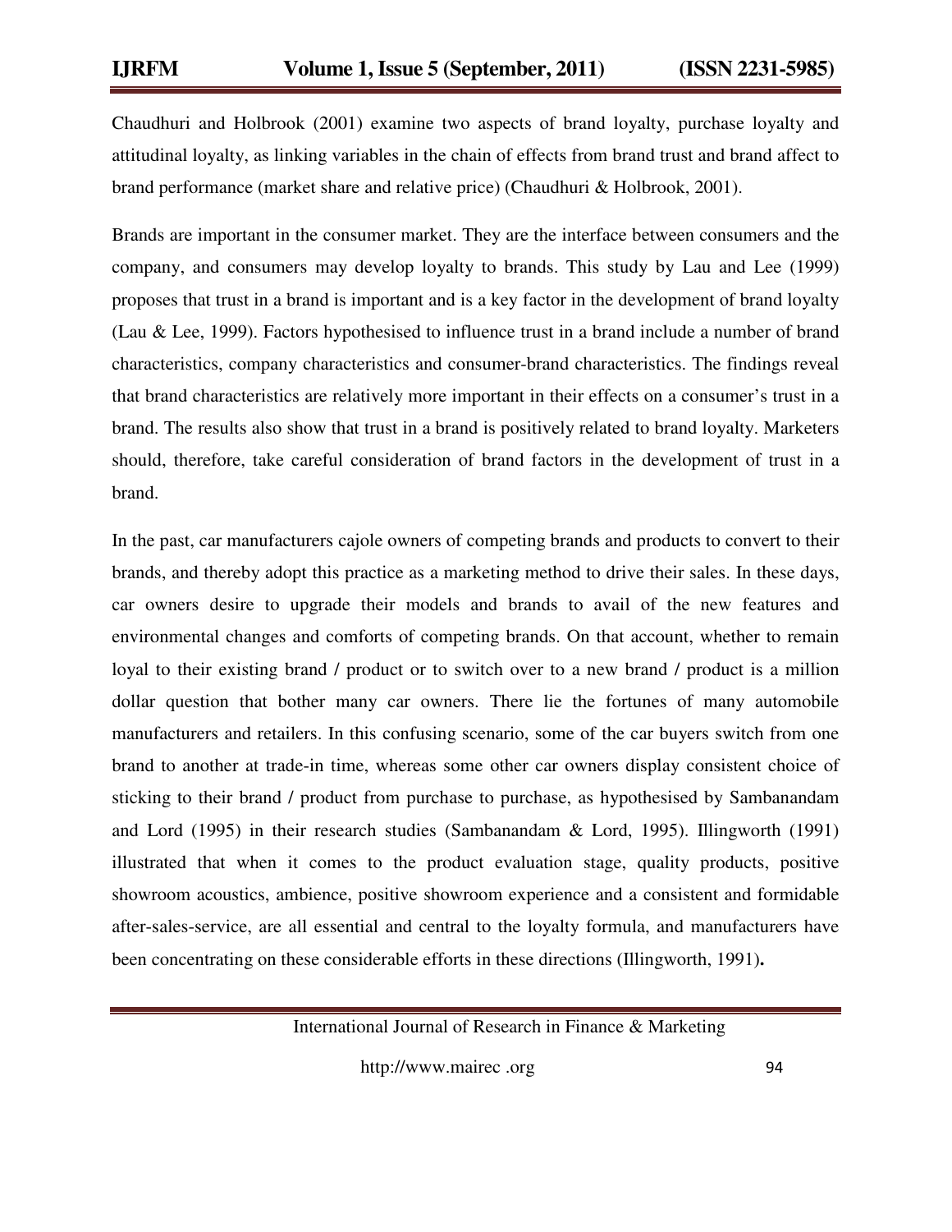Chaudhuri and Holbrook (2001) examine two aspects of brand loyalty, purchase loyalty and attitudinal loyalty, as linking variables in the chain of effects from brand trust and brand affect to brand performance (market share and relative price) (Chaudhuri & Holbrook, 2001).

Brands are important in the consumer market. They are the interface between consumers and the company, and consumers may develop loyalty to brands. This study by Lau and Lee (1999) proposes that trust in a brand is important and is a key factor in the development of brand loyalty (Lau & Lee, 1999). Factors hypothesised to influence trust in a brand include a number of brand characteristics, company characteristics and consumer-brand characteristics. The findings reveal that brand characteristics are relatively more important in their effects on a consumer's trust in a brand. The results also show that trust in a brand is positively related to brand loyalty. Marketers should, therefore, take careful consideration of brand factors in the development of trust in a brand.

In the past, car manufacturers cajole owners of competing brands and products to convert to their brands, and thereby adopt this practice as a marketing method to drive their sales. In these days, car owners desire to upgrade their models and brands to avail of the new features and environmental changes and comforts of competing brands. On that account, whether to remain loyal to their existing brand / product or to switch over to a new brand / product is a million dollar question that bother many car owners. There lie the fortunes of many automobile manufacturers and retailers. In this confusing scenario, some of the car buyers switch from one brand to another at trade-in time, whereas some other car owners display consistent choice of sticking to their brand / product from purchase to purchase, as hypothesised by Sambanandam and Lord (1995) in their research studies (Sambanandam & Lord, 1995). Illingworth (1991) illustrated that when it comes to the product evaluation stage, quality products, positive showroom acoustics, ambience, positive showroom experience and a consistent and formidable after-sales-service, are all essential and central to the loyalty formula, and manufacturers have been concentrating on these considerable efforts in these directions (Illingworth, 1991)**.**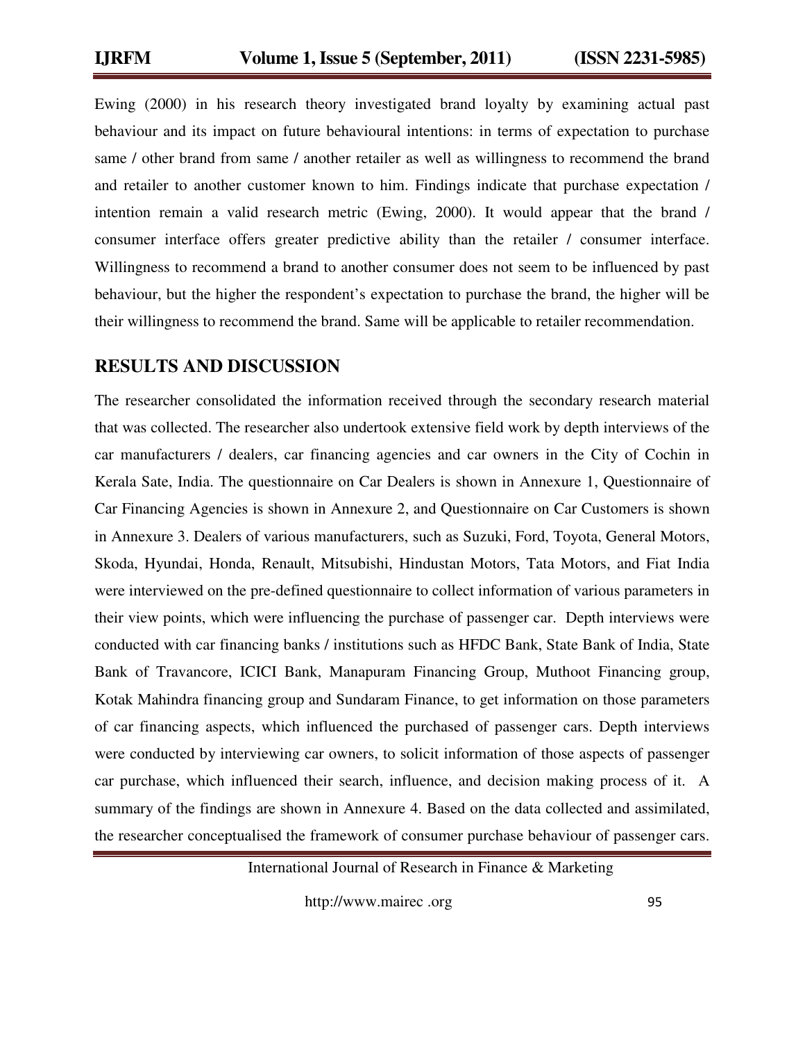Ewing (2000) in his research theory investigated brand loyalty by examining actual past behaviour and its impact on future behavioural intentions: in terms of expectation to purchase same / other brand from same / another retailer as well as willingness to recommend the brand and retailer to another customer known to him. Findings indicate that purchase expectation / intention remain a valid research metric (Ewing, 2000). It would appear that the brand / consumer interface offers greater predictive ability than the retailer / consumer interface. Willingness to recommend a brand to another consumer does not seem to be influenced by past behaviour, but the higher the respondent's expectation to purchase the brand, the higher will be their willingness to recommend the brand. Same will be applicable to retailer recommendation.

## RESULTS AND DISCUSSION

The researcher consolidated the information received through the secondary research material that was collected. The researcher also undertook extensive field work by depth interviews of the car manufacturers / dealers, car financing agencies and car owners in the City of Cochin in Kerala Sate, India. The questionnaire on Car Dealers is shown in Annexure 1, Questionnaire of Car Financing Agencies is shown in Annexure 2, and Questionnaire on Car Customers is shown in Annexure 3. Dealers of various manufacturers, such as Suzuki, Ford, Toyota, General Motors, Skoda, Hyundai, Honda, Renault, Mitsubishi, Hindustan Motors, Tata Motors, and Fiat India were interviewed on the pre-defined questionnaire to collect information of various parameters in their view points, which were influencing the purchase of passenger car. Depth interviews were conducted with car financing banks / institutions such as HFDC Bank, State Bank of India, State Bank of Travancore, ICICI Bank, Manapuram Financing Group, Muthoot Financing group, Kotak Mahindra financing group and Sundaram Finance, to get information on those parameters of car financing aspects, which influenced the purchased of passenger cars. Depth interviews were conducted by interviewing car owners, to solicit information of those aspects of passenger car purchase, which influenced their search, influence, and decision making process of it. A summary of the findings are shown in Annexure 4. Based on the data collected and assimilated, the researcher conceptualised the framework of consumer purchase behaviour of passenger cars.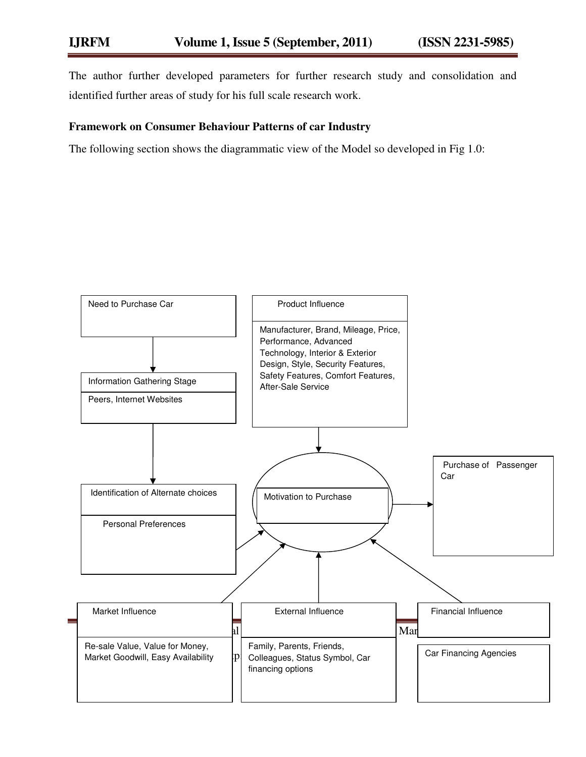The author further developed parameters for further research study and consolidation and identified further areas of study for his full scale research work.

**Framework on Consumer Behaviour Patterns of car Industry**

The following section shows the diagrammatic view of the Model so developed in Fig 1.0:

Need to Purchase Car

Information Gathering Stage

Peers, Internet Websites

Identification of Alternate choices

Personal Preferences

Product Influence

Manufacturer, Brand, Mileage, Price, Performance, Advanced Technology, Interior & Exterior Design, Style, Security Features, Safety Features, Comfort Features, After-Sale Service

Motivation to Purchase

Purchase of Passenger Car

Market Influence

Re-sale Value, Value for Money, Market Goodwill, Easy Availability

External Influence

Family, Parents, Friends, Colleagues, Status Symbol, Car financing options

Financial Influence

Car Financing Agencies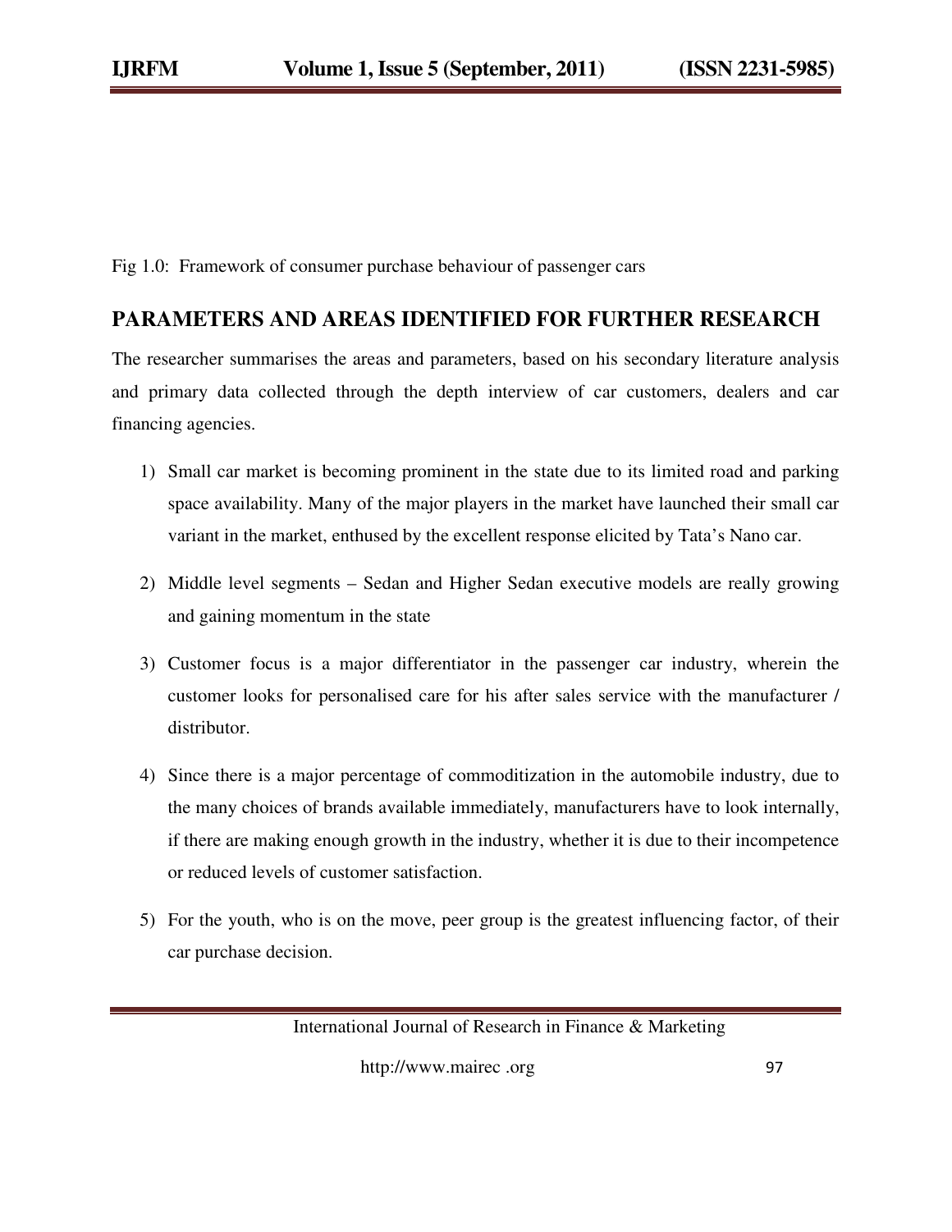Fig 1.0: Framework of consumer purchase behaviour of passenger cars

## PARAMETERS AND AREAS IDENTIFIED FOR FURTHER RESEARCH

The researcher summarises the areas and parameters, based on his secondary literature analysis and primary data collected through the depth interview of car customers, dealers and car financing agencies.

1) Small car market is becoming prominent in the state due to its limited road and parking space availability. Many of the major players in the market have launched their small car variant in the market, enthused by the excellent response elicited by Tata's Nano car.
2) Middle level segments – Sedan and Higher Sedan executive models are really growing and gaining momentum in the state
3) Customer focus is a major differentiator in the passenger car industry, wherein the customer looks for personalised care for his after sales service with the manufacturer / distributor.
4) Since there is a major percentage of commoditization in the automobile industry, due to the many choices of brands available immediately, manufacturers have to look internally, if there are making enough growth in the industry, whether it is due to their incompetence or reduced levels of customer satisfaction.
5) For the youth, who is on the move, peer group is the greatest influencing factor, of their car purchase decision.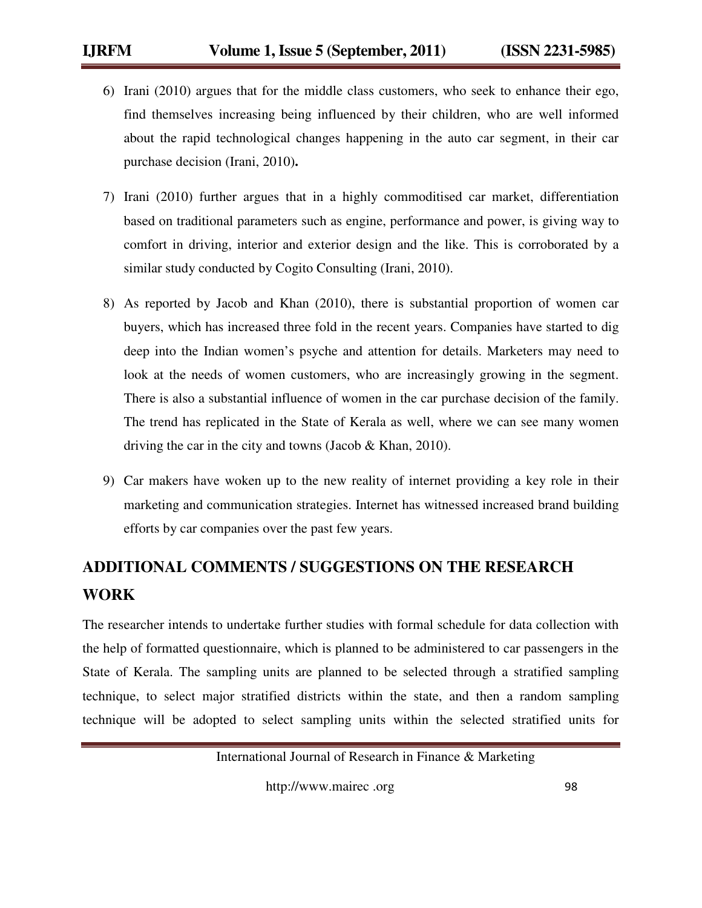6) Irani (2010) argues that for the middle class customers, who seek to enhance their ego, find themselves increasing being influenced by their children, who are well informed about the rapid technological changes happening in the auto car segment, in their car purchase decision (Irani, 2010)**.**

7) Irani (2010) further argues that in a highly commoditised car market, differentiation based on traditional parameters such as engine, performance and power, is giving way to comfort in driving, interior and exterior design and the like. This is corroborated by a similar study conducted by Cogito Consulting (Irani, 2010).

8) As reported by Jacob and Khan (2010), there is substantial proportion of women car buyers, which has increased three fold in the recent years. Companies have started to dig deep into the Indian women's psyche and attention for details. Marketers may need to look at the needs of women customers, who are increasingly growing in the segment. There is also a substantial influence of women in the car purchase decision of the family. The trend has replicated in the State of Kerala as well, where we can see many women driving the car in the city and towns (Jacob & Khan, 2010).

9) Car makers have woken up to the new reality of internet providing a key role in their marketing and communication strategies. Internet has witnessed increased brand building efforts by car companies over the past few years.

## ADDITIONAL COMMENTS / SUGGESTIONS ON THE RESEARCH WORK

The researcher intends to undertake further studies with formal schedule for data collection with the help of formatted questionnaire, which is planned to be administered to car passengers in the State of Kerala. The sampling units are planned to be selected through a stratified sampling technique, to select major stratified districts within the state, and then a random sampling technique will be adopted to select sampling units within the selected stratified units for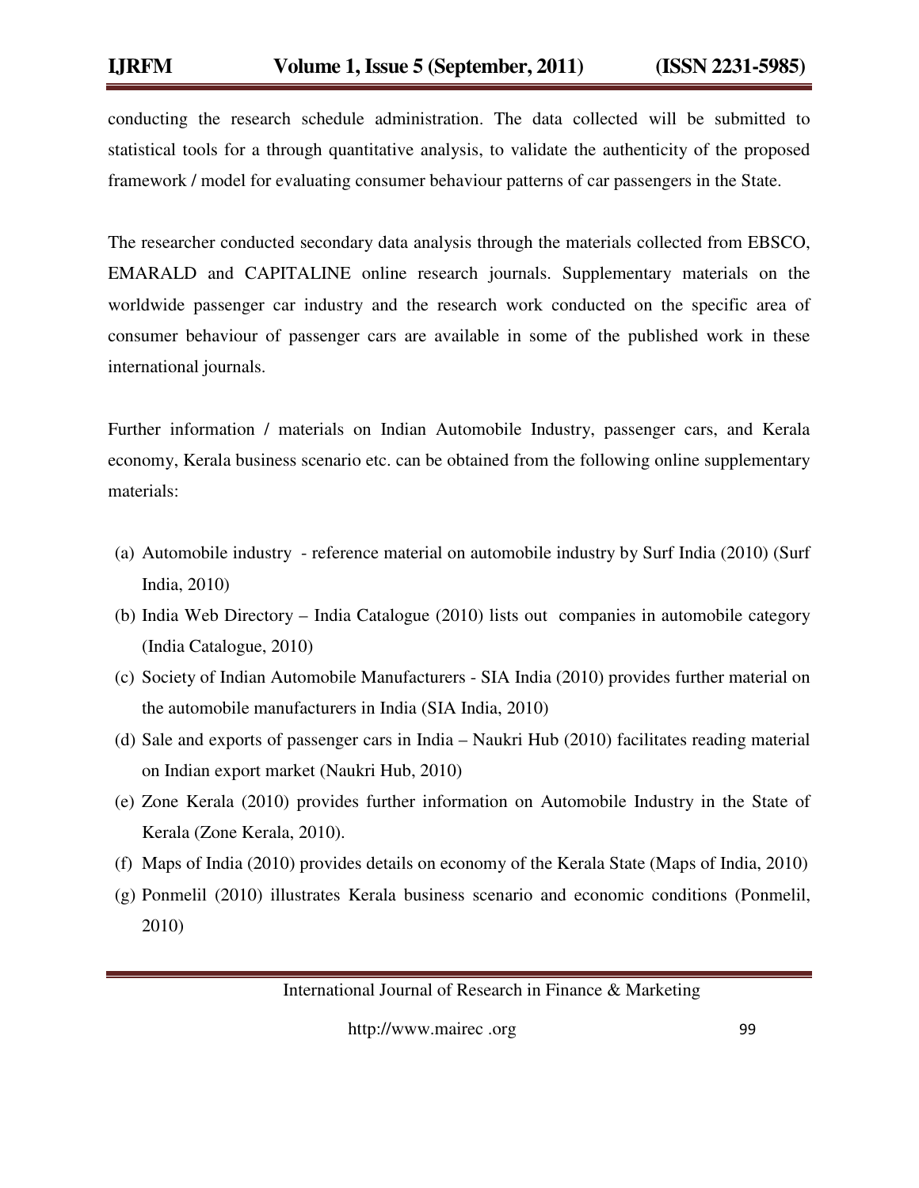conducting the research schedule administration. The data collected will be submitted to statistical tools for a through quantitative analysis, to validate the authenticity of the proposed framework / model for evaluating consumer behaviour patterns of car passengers in the State.

The researcher conducted secondary data analysis through the materials collected from EBSCO, EMARALD and CAPITALINE online research journals. Supplementary materials on the worldwide passenger car industry and the research work conducted on the specific area of consumer behaviour of passenger cars are available in some of the published work in these international journals.

Further information / materials on Indian Automobile Industry, passenger cars, and Kerala economy, Kerala business scenario etc. can be obtained from the following online supplementary materials:

(a) Automobile industry - reference material on automobile industry by Surf India (2010) (Surf India, 2010)
(b) India Web Directory – India Catalogue (2010) lists out companies in automobile category (India Catalogue, 2010)
(c) Society of Indian Automobile Manufacturers - SIA India (2010) provides further material on the automobile manufacturers in India (SIA India, 2010)
(d) Sale and exports of passenger cars in India – Naukri Hub (2010) facilitates reading material on Indian export market (Naukri Hub, 2010)
(e) Zone Kerala (2010) provides further information on Automobile Industry in the State of Kerala (Zone Kerala, 2010).
(f) Maps of India (2010) provides details on economy of the Kerala State (Maps of India, 2010)
(g) Ponmelil (2010) illustrates Kerala business scenario and economic conditions (Ponmelil, 2010)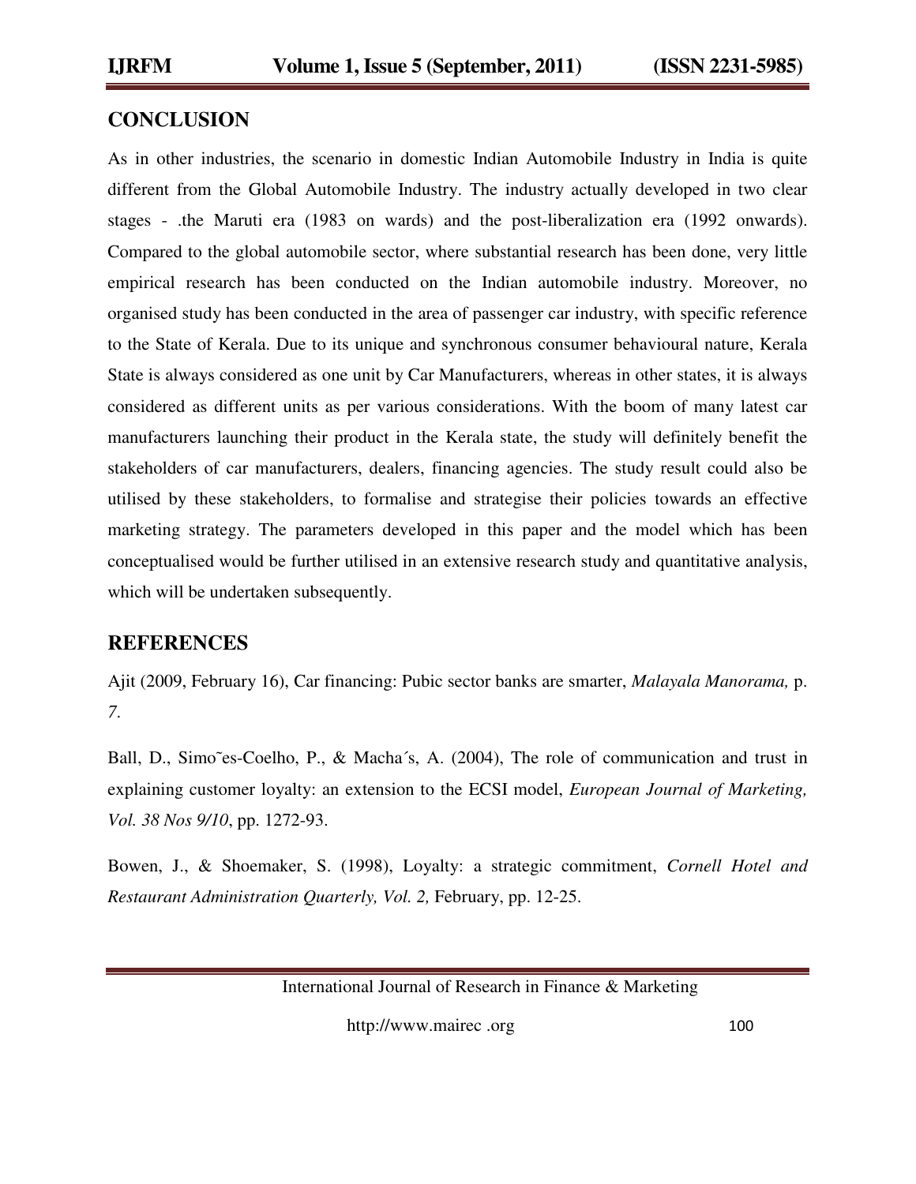## CONCLUSION

As in other industries, the scenario in domestic Indian Automobile Industry in India is quite different from the Global Automobile Industry. The industry actually developed in two clear stages - .the Maruti era (1983 on wards) and the post-liberalization era (1992 onwards). Compared to the global automobile sector, where substantial research has been done, very little empirical research has been conducted on the Indian automobile industry. Moreover, no organised study has been conducted in the area of passenger car industry, with specific reference to the State of Kerala. Due to its unique and synchronous consumer behavioural nature, Kerala State is always considered as one unit by Car Manufacturers, whereas in other states, it is always considered as different units as per various considerations. With the boom of many latest car manufacturers launching their product in the Kerala state, the study will definitely benefit the stakeholders of car manufacturers, dealers, financing agencies. The study result could also be utilised by these stakeholders, to formalise and strategise their policies towards an effective marketing strategy. The parameters developed in this paper and the model which has been conceptualised would be further utilised in an extensive research study and quantitative analysis, which will be undertaken subsequently.

## REFERENCES

Ajit (2009, February 16), Car financing: Pubic sector banks are smarter, *Malayala Manorama,* p. *7*.

Ball, D., Simo˜es-Coelho, P., & Macha´s, A. (2004), The role of communication and trust in explaining customer loyalty: an extension to the ECSI model, *European Journal of Marketing, Vol. 38 Nos 9/10*, pp. 1272-93.

Bowen, J., & Shoemaker, S. (1998), Loyalty: a strategic commitment, *Cornell Hotel and Restaurant Administration Quarterly, Vol. 2,* February, pp. 12-25.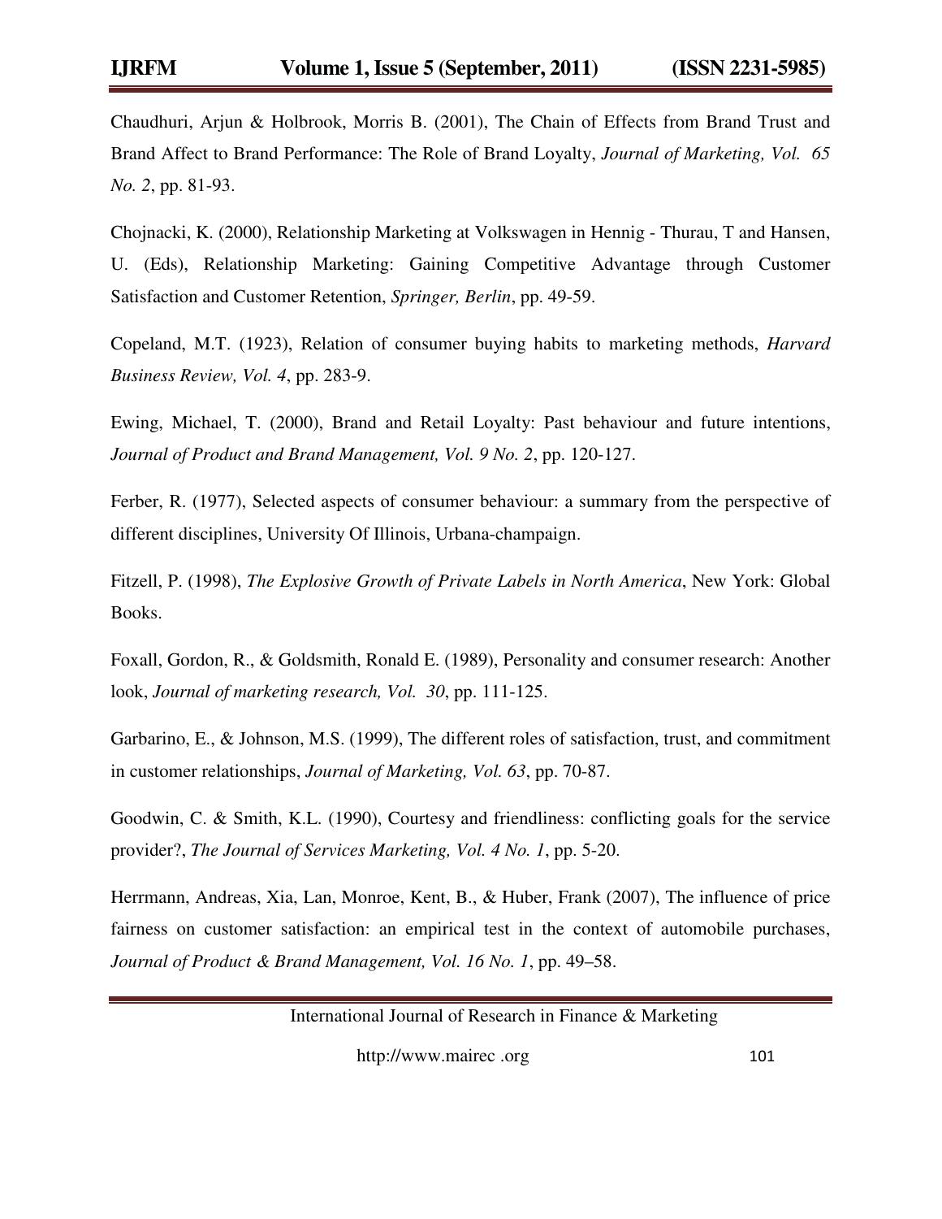Chaudhuri, Arjun & Holbrook, Morris B. (2001), The Chain of Effects from Brand Trust and Brand Affect to Brand Performance: The Role of Brand Loyalty, *Journal of Marketing, Vol. 65 No. 2*, pp. 81-93.

Chojnacki, K. (2000), Relationship Marketing at Volkswagen in Hennig - Thurau, T and Hansen, U. (Eds), Relationship Marketing: Gaining Competitive Advantage through Customer Satisfaction and Customer Retention, *Springer, Berlin*, pp. 49-59.

Copeland, M.T. (1923), Relation of consumer buying habits to marketing methods, *Harvard Business Review, Vol. 4*, pp. 283-9.

Ewing, Michael, T. (2000), Brand and Retail Loyalty: Past behaviour and future intentions, *Journal of Product and Brand Management, Vol. 9 No. 2*, pp. 120-127.

Ferber, R. (1977), Selected aspects of consumer behaviour: a summary from the perspective of different disciplines, University Of Illinois, Urbana-champaign.

Fitzell, P. (1998), *The Explosive Growth of Private Labels in North America*, New York: Global Books.

Foxall, Gordon, R., & Goldsmith, Ronald E. (1989), Personality and consumer research: Another look, *Journal of marketing research, Vol. 30*, pp. 111-125.

Garbarino, E., & Johnson, M.S. (1999), The different roles of satisfaction, trust, and commitment in customer relationships, *Journal of Marketing, Vol. 63*, pp. 70-87.

Goodwin, C. & Smith, K.L. (1990), Courtesy and friendliness: conflicting goals for the service provider?, *The Journal of Services Marketing, Vol. 4 No. 1*, pp. 5-20.

Herrmann, Andreas, Xia, Lan, Monroe, Kent, B., & Huber, Frank (2007), The influence of price fairness on customer satisfaction: an empirical test in the context of automobile purchases, *Journal of Product & Brand Management, Vol. 16 No. 1*, pp. 49–58.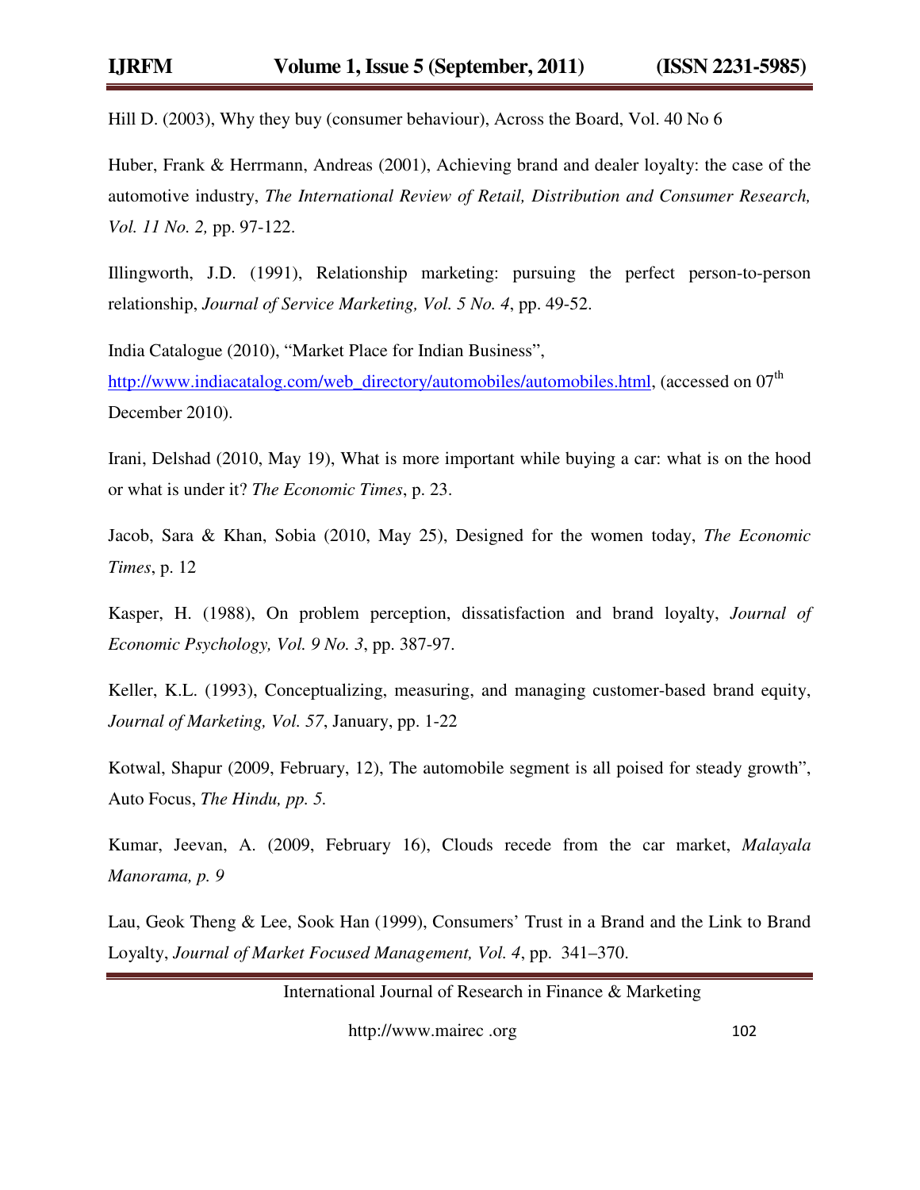Hill D. (2003), Why they buy (consumer behaviour), Across the Board, Vol. 40 No 6

Huber, Frank & Herrmann, Andreas (2001), Achieving brand and dealer loyalty: the case of the automotive industry, *The International Review of Retail, Distribution and Consumer Research, Vol. 11 No. 2,* pp. 97-122.

Illingworth, J.D. (1991), Relationship marketing: pursuing the perfect person-to-person relationship, *Journal of Service Marketing, Vol. 5 No. 4*, pp. 49-52.

India Catalogue (2010), "Market Place for Indian Business", http://www.indiacatalog.com/web_directory/automobiles/automobiles.html, (accessed on 07th December 2010).

Irani, Delshad (2010, May 19), What is more important while buying a car: what is on the hood or what is under it? *The Economic Times*, p. 23.

Jacob, Sara & Khan, Sobia (2010, May 25), Designed for the women today, *The Economic Times*, p. 12

Kasper, H. (1988), On problem perception, dissatisfaction and brand loyalty, *Journal of Economic Psychology, Vol. 9 No. 3*, pp. 387-97.

Keller, K.L. (1993), Conceptualizing, measuring, and managing customer-based brand equity, *Journal of Marketing, Vol. 57*, January, pp. 1-22

Kotwal, Shapur (2009, February, 12), The automobile segment is all poised for steady growth", Auto Focus, *The Hindu, pp. 5.*

Kumar, Jeevan, A. (2009, February 16), Clouds recede from the car market, *Malayala Manorama, p. 9*

Lau, Geok Theng & Lee, Sook Han (1999), Consumers' Trust in a Brand and the Link to Brand Loyalty, *Journal of Market Focused Management, Vol. 4*, pp. 341–370.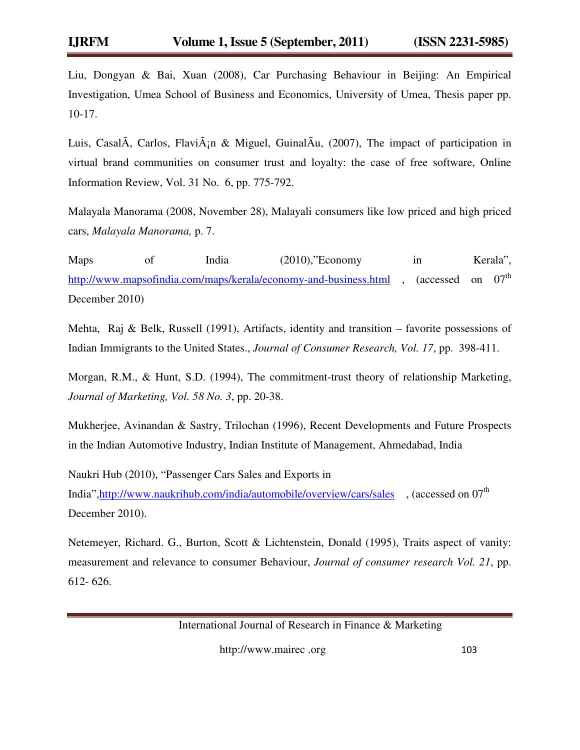Liu, Dongyan & Bai, Xuan (2008), Car Purchasing Behaviour in Beijing: An Empirical Investigation, Umea School of Business and Economics, University of Umea, Thesis paper pp. 10-17.

Luis, CasalÃ, Carlos, FlaviÃ¡n & Miguel, GuinalÃu, (2007), The impact of participation in virtual brand communities on consumer trust and loyalty: the case of free software, Online Information Review, Vol. 31 No. 6, pp. 775-792.

Malayala Manorama (2008, November 28), Malayali consumers like low priced and high priced cars, *Malayala Manorama,* p. 7.

Maps of India (2010),"Economy in Kerala", http://www.mapsofindia.com/maps/kerala/economy-and-business.html , (accessed on 07th December 2010)

Mehta, Raj & Belk, Russell (1991), Artifacts, identity and transition – favorite possessions of Indian Immigrants to the United States., *Journal of Consumer Research, Vol. 17*, pp. 398-411.

Morgan, R.M., & Hunt, S.D. (1994), The commitment-trust theory of relationship Marketing, *Journal of Marketing, Vol. 58 No. 3*, pp. 20-38.

Mukherjee, Avinandan & Sastry, Trilochan (1996), Recent Developments and Future Prospects in the Indian Automotive Industry, Indian Institute of Management, Ahmedabad, India

Naukri Hub (2010), "Passenger Cars Sales and Exports in India",http://www.naukrihub.com/india/automobile/overview/cars/sales , (accessed on 07th December 2010).

Netemeyer, Richard. G., Burton, Scott & Lichtenstein, Donald (1995), Traits aspect of vanity: measurement and relevance to consumer Behaviour, *Journal of consumer research Vol. 21*, pp. 612- 626.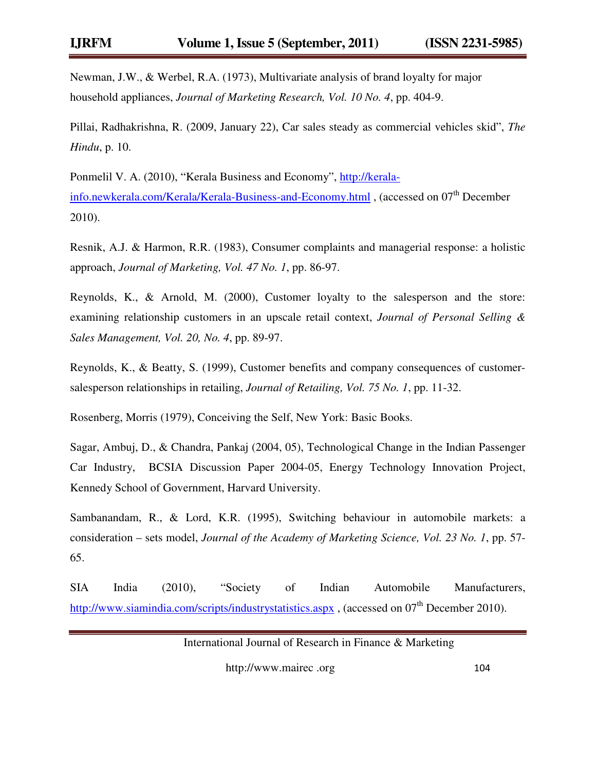Newman, J.W., & Werbel, R.A. (1973), Multivariate analysis of brand loyalty for major household appliances, *Journal of Marketing Research, Vol. 10 No. 4*, pp. 404-9.

Pillai, Radhakrishna, R. (2009, January 22), Car sales steady as commercial vehicles skid", *The Hindu*, p. 10.

Ponmelil V. A. (2010), "Kerala Business and Economy", http://kerala-info.newkerala.com/Kerala/Kerala-Business-and-Economy.html , (accessed on 07th December 2010).

Resnik, A.J. & Harmon, R.R. (1983), Consumer complaints and managerial response: a holistic approach, *Journal of Marketing, Vol. 47 No. 1*, pp. 86-97.

Reynolds, K., & Arnold, M. (2000), Customer loyalty to the salesperson and the store: examining relationship customers in an upscale retail context, *Journal of Personal Selling & Sales Management, Vol. 20, No. 4*, pp. 89-97.

Reynolds, K., & Beatty, S. (1999), Customer benefits and company consequences of customer-salesperson relationships in retailing, *Journal of Retailing, Vol. 75 No. 1*, pp. 11-32.

Rosenberg, Morris (1979), Conceiving the Self, New York: Basic Books.

Sagar, Ambuj, D., & Chandra, Pankaj (2004, 05), Technological Change in the Indian Passenger Car Industry, BCSIA Discussion Paper 2004-05, Energy Technology Innovation Project, Kennedy School of Government, Harvard University.

Sambanandam, R., & Lord, K.R. (1995), Switching behaviour in automobile markets: a consideration – sets model, *Journal of the Academy of Marketing Science, Vol. 23 No. 1*, pp. 57-65.

SIA India (2010), "Society of Indian Automobile Manufacturers, http://www.siamindia.com/scripts/industrystatistics.aspx , (accessed on 07th December 2010).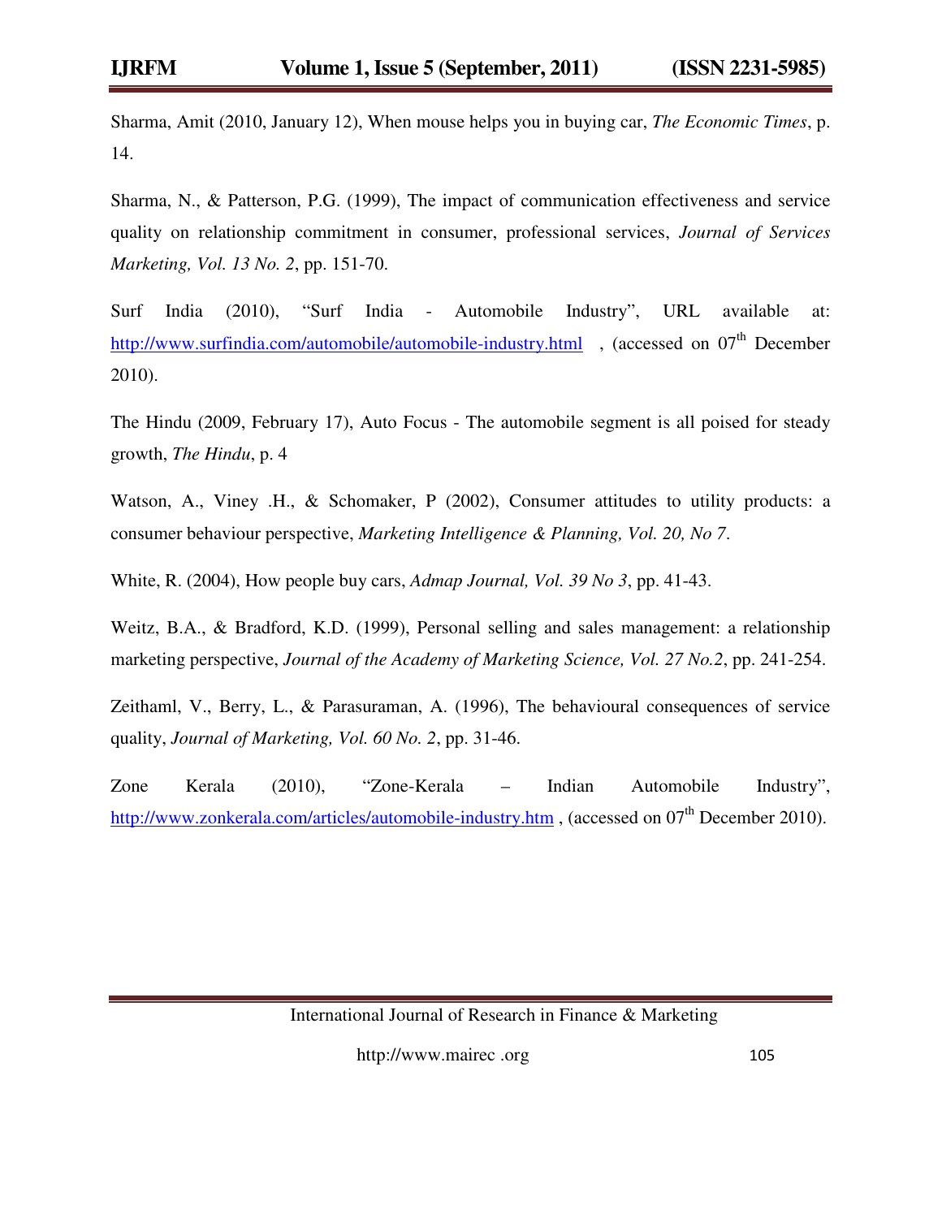Sharma, Amit (2010, January 12), When mouse helps you in buying car, *The Economic Times*, p. 14.

Sharma, N., & Patterson, P.G. (1999), The impact of communication effectiveness and service quality on relationship commitment in consumer, professional services, *Journal of Services Marketing, Vol. 13 No. 2*, pp. 151-70.

Surf India (2010), "Surf India - Automobile Industry", URL available at: http://www.surfindia.com/automobile/automobile-industry.html , (accessed on 07th December 2010).

The Hindu (2009, February 17), Auto Focus - The automobile segment is all poised for steady growth, *The Hindu*, p. 4

Watson, A., Viney .H., & Schomaker, P (2002), Consumer attitudes to utility products: a consumer behaviour perspective, *Marketing Intelligence & Planning, Vol. 20, No 7*.

White, R. (2004), How people buy cars, *Admap Journal, Vol. 39 No 3*, pp. 41-43.

Weitz, B.A., & Bradford, K.D. (1999), Personal selling and sales management: a relationship marketing perspective, *Journal of the Academy of Marketing Science, Vol. 27 No.2*, pp. 241-254.

Zeithaml, V., Berry, L., & Parasuraman, A. (1996), The behavioural consequences of service quality, *Journal of Marketing, Vol. 60 No. 2*, pp. 31-46.

Zone Kerala (2010), "Zone-Kerala – Indian Automobile Industry", http://www.zonkerala.com/articles/automobile-industry.htm , (accessed on 07th December 2010).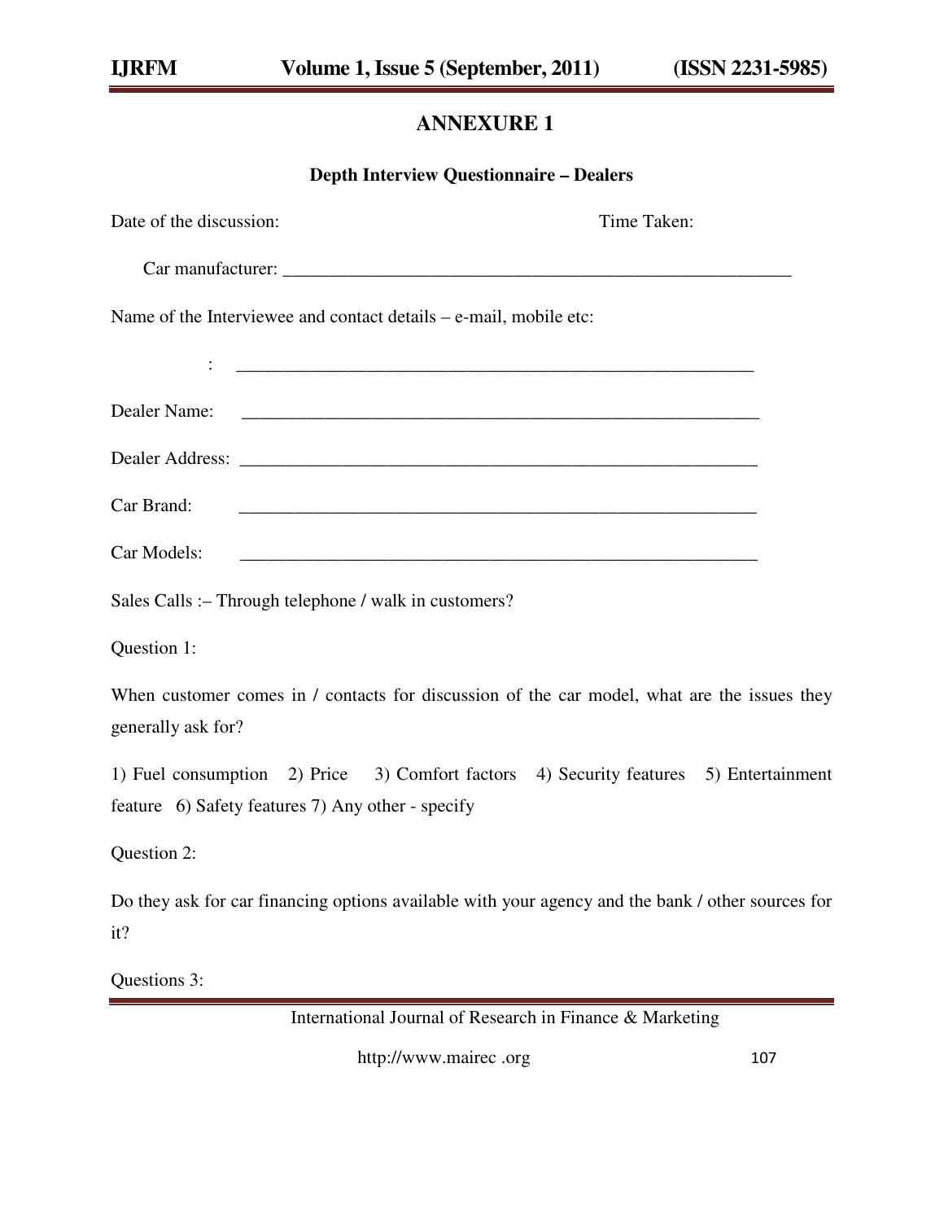# ANNEXURE 1

### Depth Interview Questionnaire – Dealers

Date of the discussion: Time Taken:

Car manufacturer: ___________________________________________________________

Name of the Interviewee and contact details – e-mail, mobile etc:

: ___________________________________________________________

Dealer Name: ___________________________________________________________

Dealer Address: ___________________________________________________________

Car Brand: ___________________________________________________________

Car Models: ___________________________________________________________

Sales Calls :– Through telephone / walk in customers?

Question 1:

When customer comes in / contacts for discussion of the car model, what are the issues they generally ask for?

1) Fuel consumption 2) Price 3) Comfort factors 4) Security features 5) Entertainment feature 6) Safety features 7) Any other - specify

Question 2:

Do they ask for car financing options available with your agency and the bank / other sources for it?

Questions 3: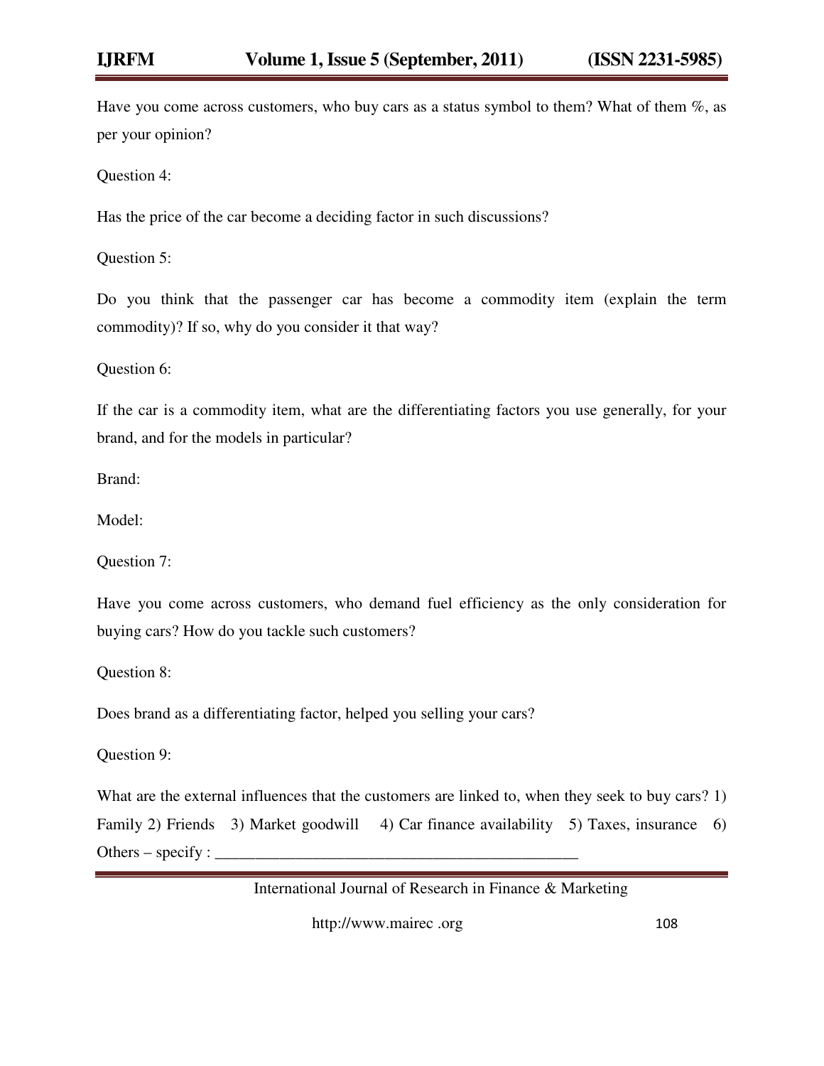Have you come across customers, who buy cars as a status symbol to them? What of them %, as per your opinion?

Question 4:

Has the price of the car become a deciding factor in such discussions?

Question 5:

Do you think that the passenger car has become a commodity item (explain the term commodity)? If so, why do you consider it that way?

Question 6:

If the car is a commodity item, what are the differentiating factors you use generally, for your brand, and for the models in particular?

Brand:

Model:

Question 7:

Have you come across customers, who demand fuel efficiency as the only consideration for buying cars? How do you tackle such customers?

Question 8:

Does brand as a differentiating factor, helped you selling your cars?

Question 9:

What are the external influences that the customers are linked to, when they seek to buy cars? 1) Family 2) Friends 3) Market goodwill 4) Car finance availability 5) Taxes, insurance 6) Others – specify : _____________________________________________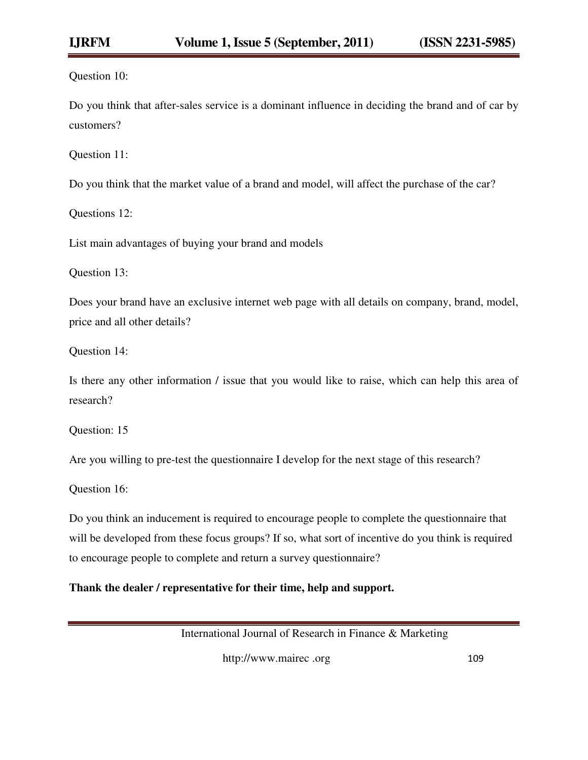Question 10:

Do you think that after-sales service is a dominant influence in deciding the brand and of car by customers?

Question 11:

Do you think that the market value of a brand and model, will affect the purchase of the car?

Questions 12:

List main advantages of buying your brand and models

Question 13:

Does your brand have an exclusive internet web page with all details on company, brand, model, price and all other details?

Question 14:

Is there any other information / issue that you would like to raise, which can help this area of research?

Question: 15

Are you willing to pre-test the questionnaire I develop for the next stage of this research?

Question 16:

Do you think an inducement is required to encourage people to complete the questionnaire that will be developed from these focus groups? If so, what sort of incentive do you think is required to encourage people to complete and return a survey questionnaire?

**Thank the dealer / representative for their time, help and support.**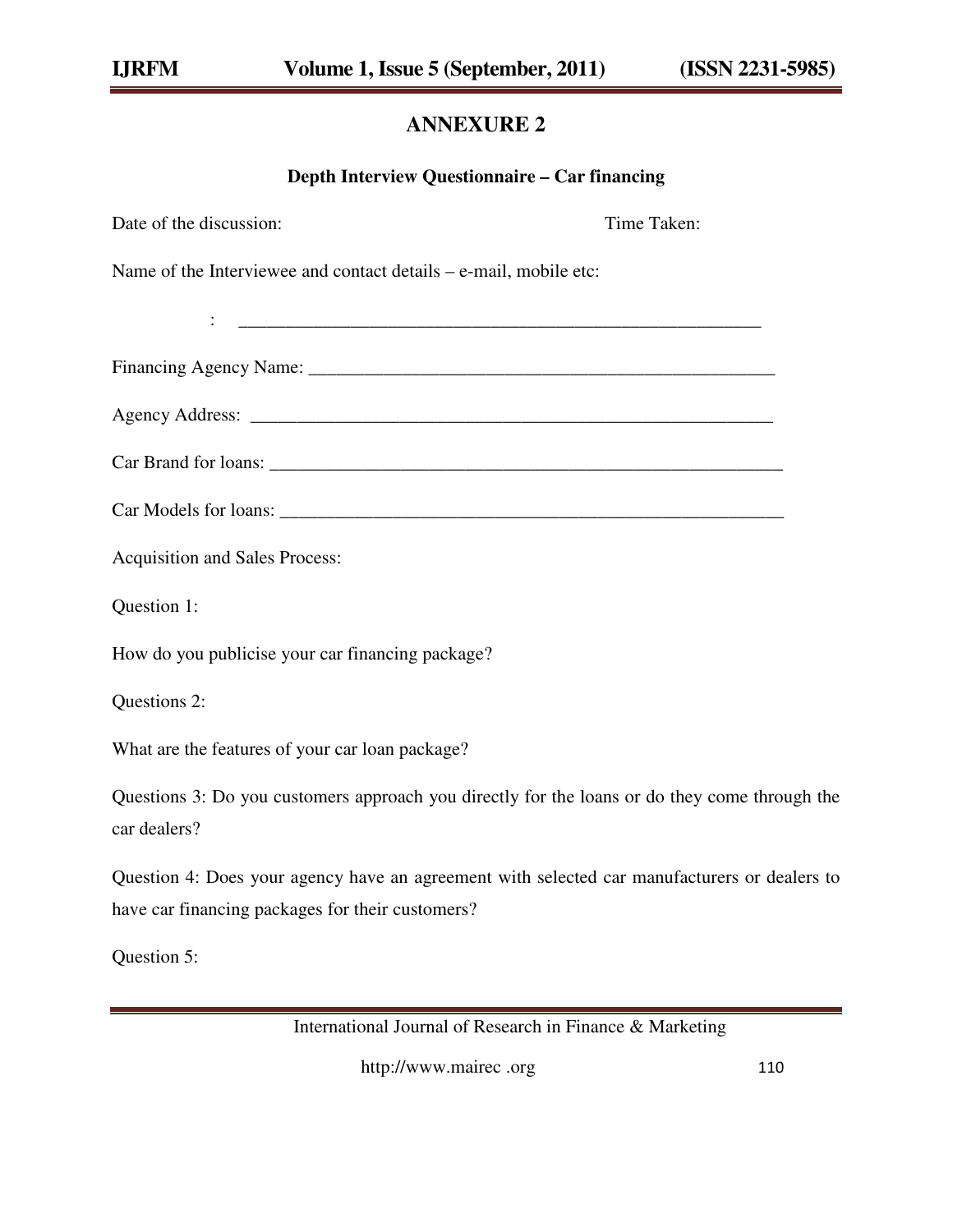# ANNEXURE 2

**Depth Interview Questionnaire – Car financing**

Date of the discussion: Time Taken:

Name of the Interviewee and contact details – e-mail, mobile etc:

: ___________________________________________________________

Financing Agency Name: _____________________________________________________

Agency Address: ___________________________________________________________

Car Brand for loans: _________________________________________________________

Car Models for loans: ________________________________________________________

Acquisition and Sales Process:

Question 1:

How do you publicise your car financing package?

Questions 2:

What are the features of your car loan package?

Questions 3: Do you customers approach you directly for the loans or do they come through the car dealers?

Question 4: Does your agency have an agreement with selected car manufacturers or dealers to have car financing packages for their customers?

Question 5: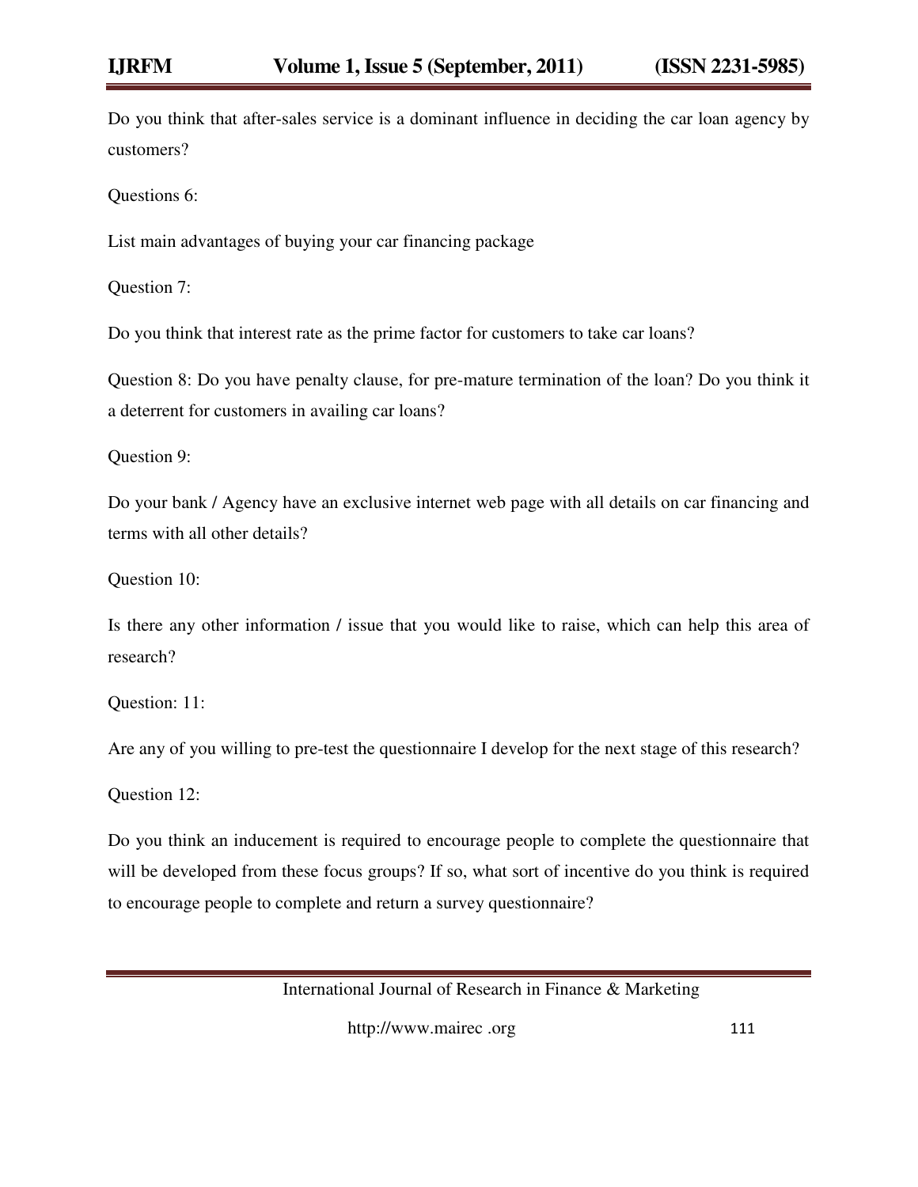Do you think that after-sales service is a dominant influence in deciding the car loan agency by customers?

Questions 6:

List main advantages of buying your car financing package

Question 7:

Do you think that interest rate as the prime factor for customers to take car loans?

Question 8: Do you have penalty clause, for pre-mature termination of the loan? Do you think it a deterrent for customers in availing car loans?

Question 9:

Do your bank / Agency have an exclusive internet web page with all details on car financing and terms with all other details?

Question 10:

Is there any other information / issue that you would like to raise, which can help this area of research?

Question: 11:

Are any of you willing to pre-test the questionnaire I develop for the next stage of this research?

Question 12:

Do you think an inducement is required to encourage people to complete the questionnaire that will be developed from these focus groups? If so, what sort of incentive do you think is required to encourage people to complete and return a survey questionnaire?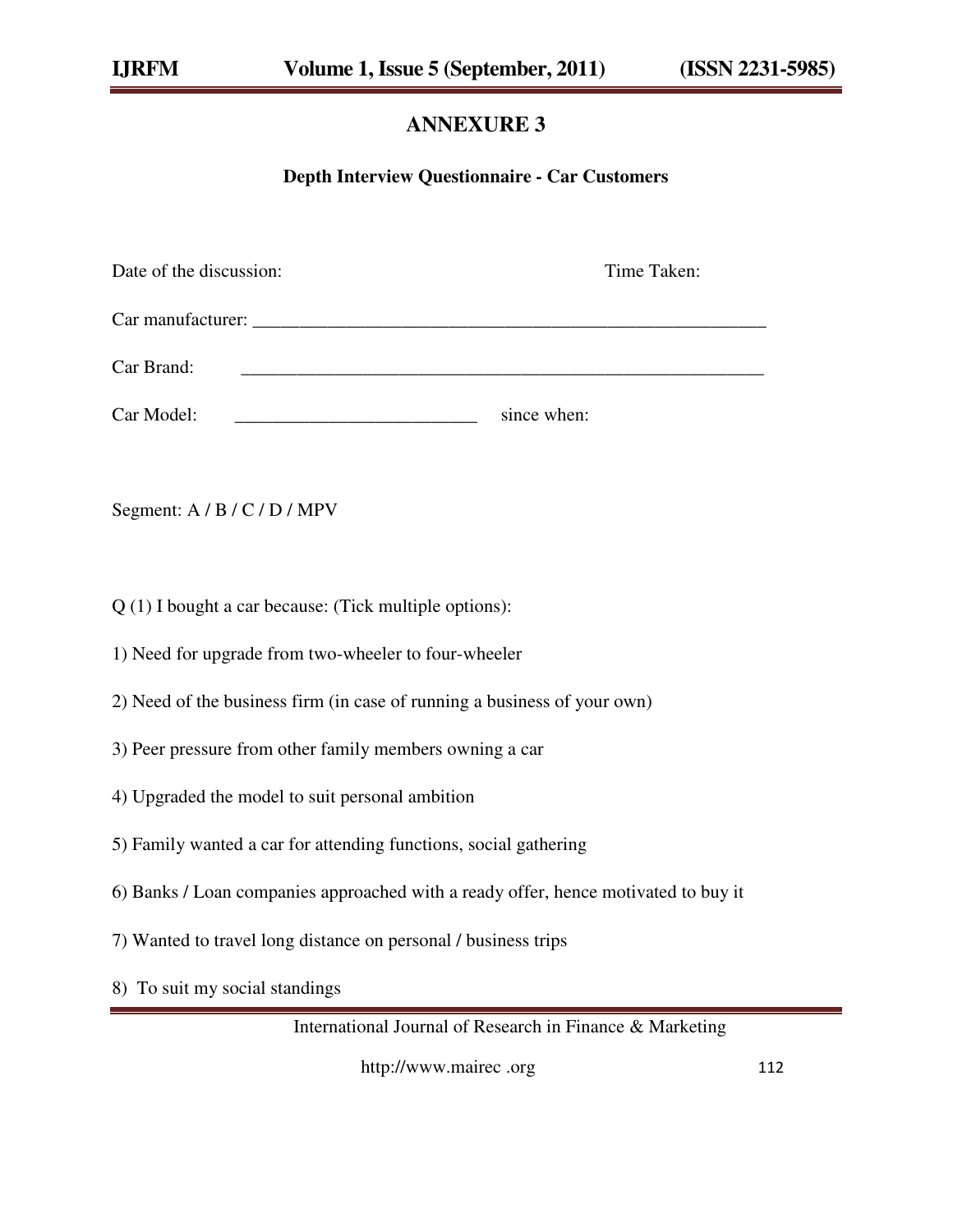## ANNEXURE 3

**Depth Interview Questionnaire - Car Customers**

Date of the discussion: Time Taken:

Car manufacturer: ________________________________________________________

Car Brand: ________________________________________________________

Car Model: __________________________ since when:

Segment: A / B / C / D / MPV

Q (1) I bought a car because: (Tick multiple options):

1) Need for upgrade from two-wheeler to four-wheeler

2) Need of the business firm (in case of running a business of your own)

3) Peer pressure from other family members owning a car

4) Upgraded the model to suit personal ambition

5) Family wanted a car for attending functions, social gathering

6) Banks / Loan companies approached with a ready offer, hence motivated to buy it

7) Wanted to travel long distance on personal / business trips

8) To suit my social standings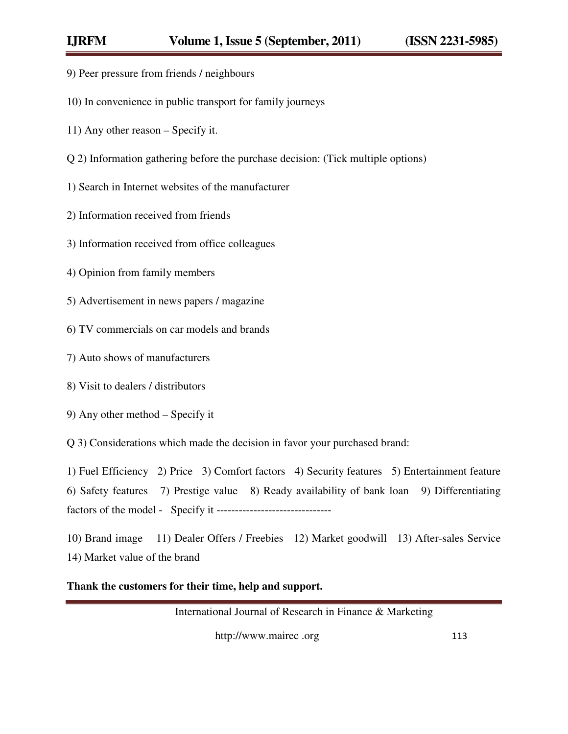9) Peer pressure from friends / neighbours

10) In convenience in public transport for family journeys

11) Any other reason – Specify it.

Q 2) Information gathering before the purchase decision: (Tick multiple options)

1) Search in Internet websites of the manufacturer

2) Information received from friends

3) Information received from office colleagues

4) Opinion from family members

5) Advertisement in news papers / magazine

6) TV commercials on car models and brands

7) Auto shows of manufacturers

8) Visit to dealers / distributors

9) Any other method – Specify it

Q 3) Considerations which made the decision in favor your purchased brand:

1) Fuel Efficiency 2) Price 3) Comfort factors 4) Security features 5) Entertainment feature 6) Safety features 7) Prestige value 8) Ready availability of bank loan 9) Differentiating factors of the model - Specify it -------------------------------

10) Brand image 11) Dealer Offers / Freebies 12) Market goodwill 13) After-sales Service 14) Market value of the brand

**Thank the customers for their time, help and support.**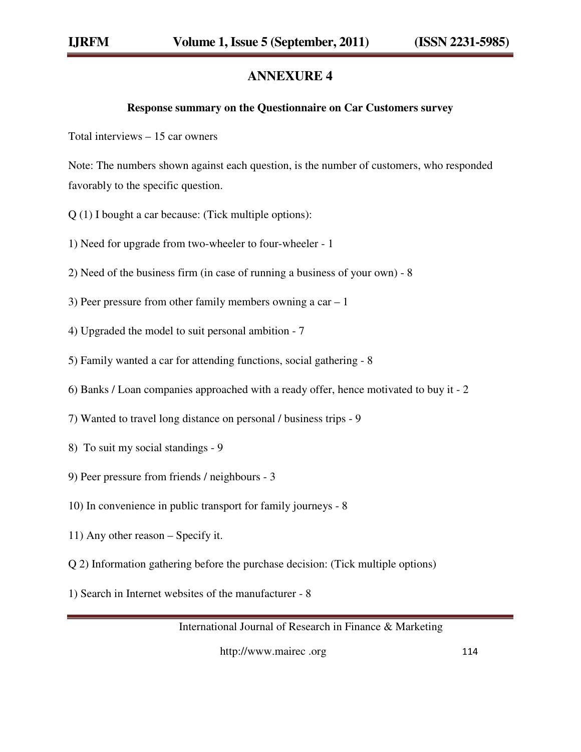## ANNEXURE 4

**Response summary on the Questionnaire on Car Customers survey**

Total interviews – 15 car owners

Note: The numbers shown against each question, is the number of customers, who responded favorably to the specific question.

Q (1) I bought a car because: (Tick multiple options):

1) Need for upgrade from two-wheeler to four-wheeler - 1

2) Need of the business firm (in case of running a business of your own) - 8

3) Peer pressure from other family members owning a car – 1

4) Upgraded the model to suit personal ambition - 7

5) Family wanted a car for attending functions, social gathering - 8

6) Banks / Loan companies approached with a ready offer, hence motivated to buy it - 2

7) Wanted to travel long distance on personal / business trips - 9

8) To suit my social standings - 9

9) Peer pressure from friends / neighbours - 3

10) In convenience in public transport for family journeys - 8

11) Any other reason – Specify it.

Q 2) Information gathering before the purchase decision: (Tick multiple options)

1) Search in Internet websites of the manufacturer - 8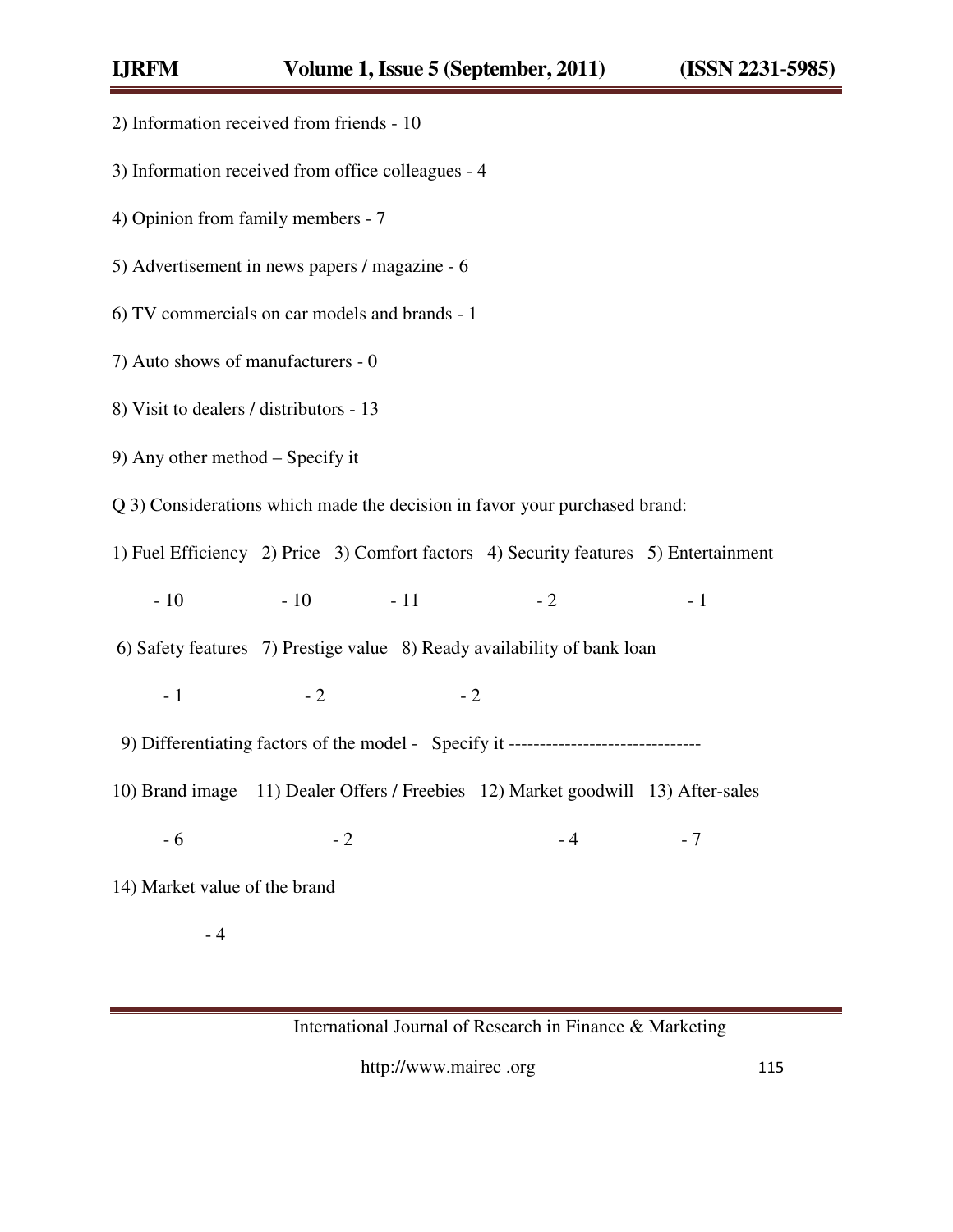2) Information received from friends - 10

3) Information received from office colleagues - 4

4) Opinion from family members - 7

5) Advertisement in news papers / magazine - 6

6) TV commercials on car models and brands - 1

7) Auto shows of manufacturers - 0

8) Visit to dealers / distributors - 13

9) Any other method – Specify it

Q 3) Considerations which made the decision in favor your purchased brand:

| 1) Fuel Efficiency | 2) Price | 3) Comfort factors | 4) Security features | 5) Entertainment |
|---|---|---|---|---|
| - 10 | - 10 | - 11 | - 2 | - 1 |

| 6) Safety features | 7) Prestige value | 8) Ready availability of bank loan |
|---|---|---|
| - 1 | - 2 | - 2 |

9) Differentiating factors of the model - Specify it -------------------------------

| 10) Brand image | 11) Dealer Offers / Freebies | 12) Market goodwill | 13) After-sales |
|---|---|---|---|
| - 6 | - 2 | - 4 | - 7 |

14) Market value of the brand

- 4